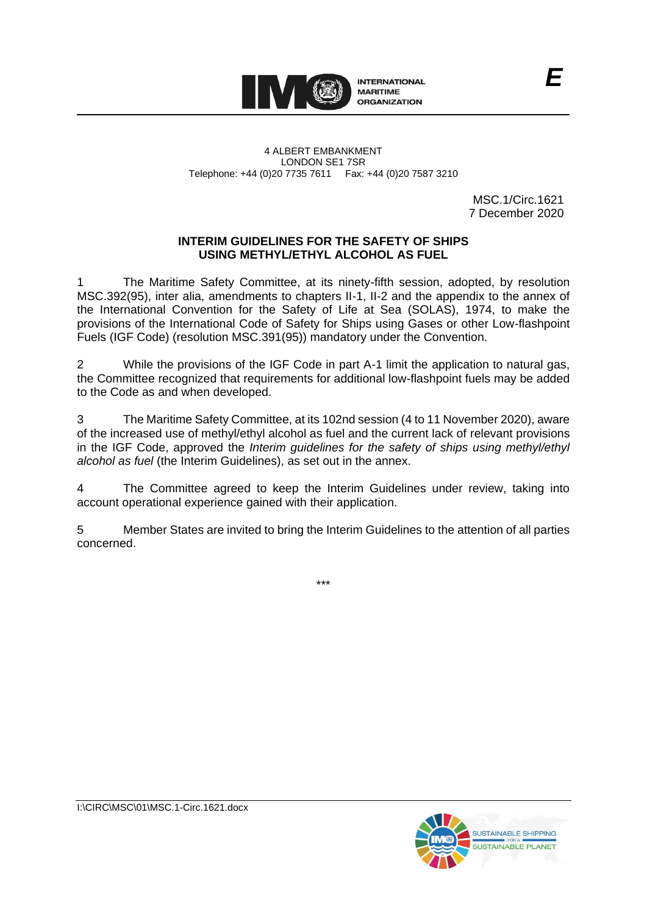INTERNATIONAL MARITIME ORGANIZATION

4 ALBERT EMBANKMENT
LONDON SE1 7SR
Telephone: +44 (0)20 7735 7611 Fax: +44 (0)20 7587 3210

MSC.1/Circ.1621
7 December 2020

## INTERIM GUIDELINES FOR THE SAFETY OF SHIPS USING METHYL/ETHYL ALCOHOL AS FUEL

1 The Maritime Safety Committee, at its ninety-fifth session, adopted, by resolution MSC.392(95), inter alia, amendments to chapters II-1, II-2 and the appendix to the annex of the International Convention for the Safety of Life at Sea (SOLAS), 1974, to make the provisions of the International Code of Safety for Ships using Gases or other Low-flashpoint Fuels (IGF Code) (resolution MSC.391(95)) mandatory under the Convention.

2 While the provisions of the IGF Code in part A-1 limit the application to natural gas, the Committee recognized that requirements for additional low-flashpoint fuels may be added to the Code as and when developed.

3 The Maritime Safety Committee, at its 102nd session (4 to 11 November 2020), aware of the increased use of methyl/ethyl alcohol as fuel and the current lack of relevant provisions in the IGF Code, approved the *Interim guidelines for the safety of ships using methyl/ethyl alcohol as fuel* (the Interim Guidelines), as set out in the annex.

4 The Committee agreed to keep the Interim Guidelines under review, taking into account operational experience gained with their application.

5 Member States are invited to bring the Interim Guidelines to the attention of all parties concerned.

\*\*\*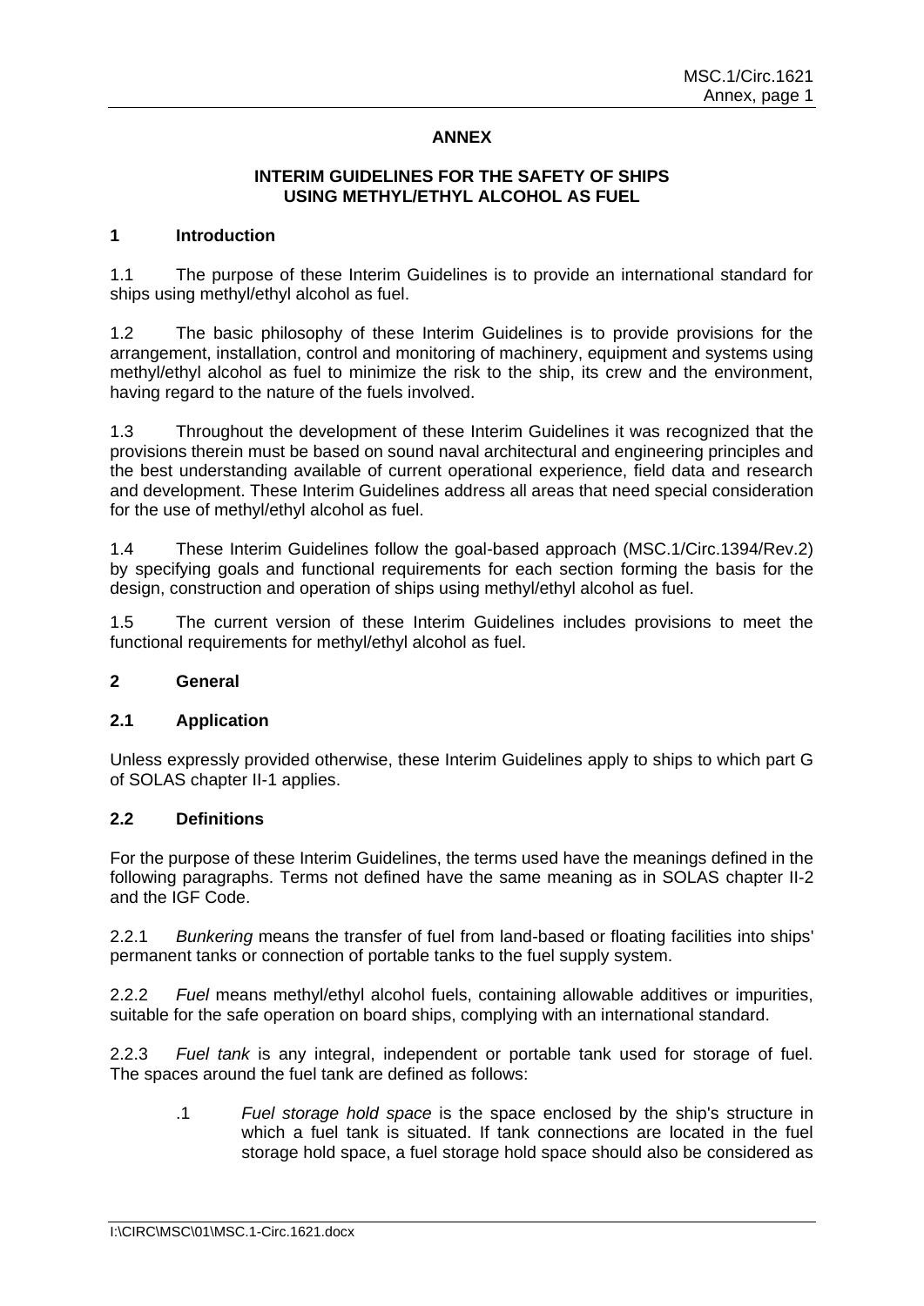**ANNEX**

**INTERIM GUIDELINES FOR THE SAFETY OF SHIPS USING METHYL/ETHYL ALCOHOL AS FUEL**

## 1 Introduction

1.1 The purpose of these Interim Guidelines is to provide an international standard for ships using methyl/ethyl alcohol as fuel.

1.2 The basic philosophy of these Interim Guidelines is to provide provisions for the arrangement, installation, control and monitoring of machinery, equipment and systems using methyl/ethyl alcohol as fuel to minimize the risk to the ship, its crew and the environment, having regard to the nature of the fuels involved.

1.3 Throughout the development of these Interim Guidelines it was recognized that the provisions therein must be based on sound naval architectural and engineering principles and the best understanding available of current operational experience, field data and research and development. These Interim Guidelines address all areas that need special consideration for the use of methyl/ethyl alcohol as fuel.

1.4 These Interim Guidelines follow the goal-based approach (MSC.1/Circ.1394/Rev.2) by specifying goals and functional requirements for each section forming the basis for the design, construction and operation of ships using methyl/ethyl alcohol as fuel.

1.5 The current version of these Interim Guidelines includes provisions to meet the functional requirements for methyl/ethyl alcohol as fuel.

## 2 General

### 2.1 Application

Unless expressly provided otherwise, these Interim Guidelines apply to ships to which part G of SOLAS chapter II-1 applies.

### 2.2 Definitions

For the purpose of these Interim Guidelines, the terms used have the meanings defined in the following paragraphs. Terms not defined have the same meaning as in SOLAS chapter II-2 and the IGF Code.

2.2.1 *Bunkering* means the transfer of fuel from land-based or floating facilities into ships' permanent tanks or connection of portable tanks to the fuel supply system.

2.2.2 *Fuel* means methyl/ethyl alcohol fuels, containing allowable additives or impurities, suitable for the safe operation on board ships, complying with an international standard.

2.2.3 *Fuel tank* is any integral, independent or portable tank used for storage of fuel. The spaces around the fuel tank are defined as follows:

.1 *Fuel storage hold space* is the space enclosed by the ship's structure in which a fuel tank is situated. If tank connections are located in the fuel storage hold space, a fuel storage hold space should also be considered as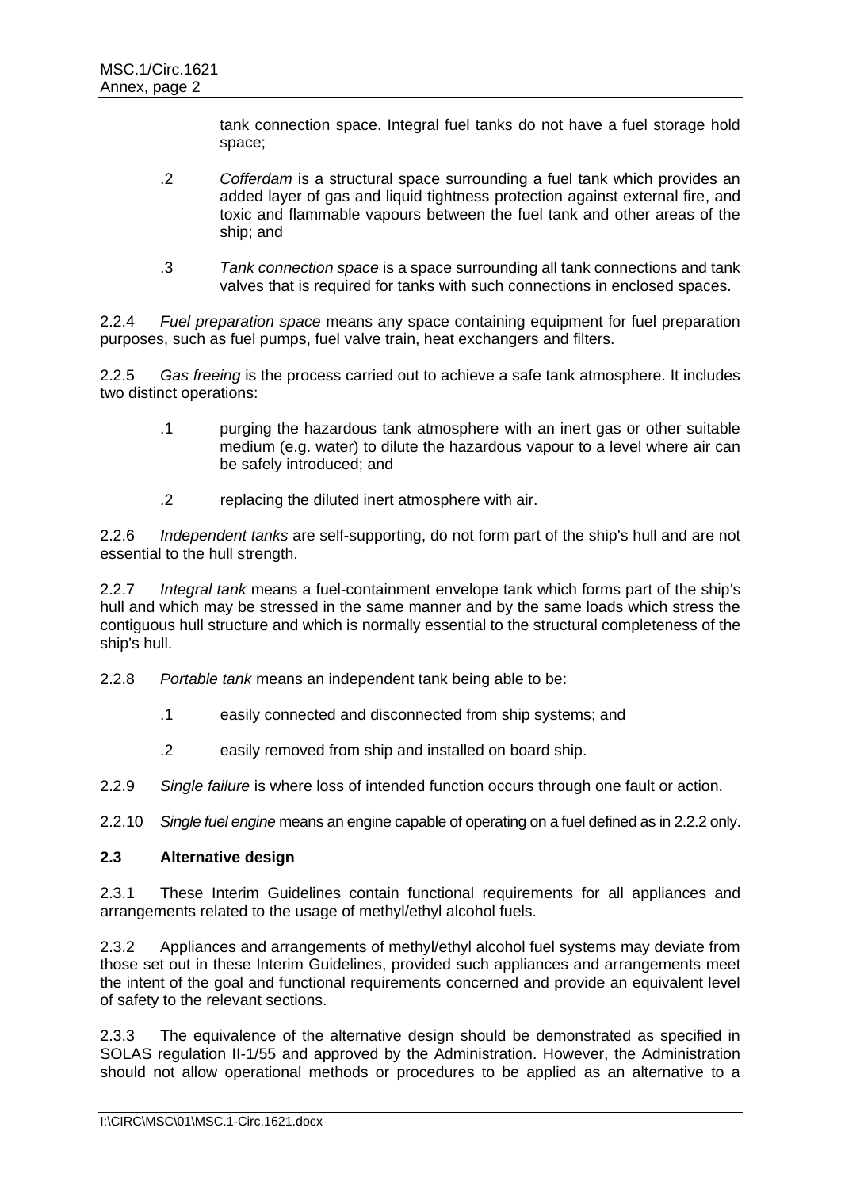tank connection space. Integral fuel tanks do not have a fuel storage hold space;

.2 *Cofferdam* is a structural space surrounding a fuel tank which provides an added layer of gas and liquid tightness protection against external fire, and toxic and flammable vapours between the fuel tank and other areas of the ship; and

.3 *Tank connection space* is a space surrounding all tank connections and tank valves that is required for tanks with such connections in enclosed spaces.

2.2.4 *Fuel preparation space* means any space containing equipment for fuel preparation purposes, such as fuel pumps, fuel valve train, heat exchangers and filters.

2.2.5 *Gas freeing* is the process carried out to achieve a safe tank atmosphere. It includes two distinct operations:

.1 purging the hazardous tank atmosphere with an inert gas or other suitable medium (e.g. water) to dilute the hazardous vapour to a level where air can be safely introduced; and

.2 replacing the diluted inert atmosphere with air.

2.2.6 *Independent tanks* are self-supporting, do not form part of the ship's hull and are not essential to the hull strength.

2.2.7 *Integral tank* means a fuel-containment envelope tank which forms part of the ship's hull and which may be stressed in the same manner and by the same loads which stress the contiguous hull structure and which is normally essential to the structural completeness of the ship's hull.

2.2.8 *Portable tank* means an independent tank being able to be:

.1 easily connected and disconnected from ship systems; and

.2 easily removed from ship and installed on board ship.

2.2.9 *Single failure* is where loss of intended function occurs through one fault or action.

2.2.10 *Single fuel engine* means an engine capable of operating on a fuel defined as in 2.2.2 only.

## 2.3 Alternative design

2.3.1 These Interim Guidelines contain functional requirements for all appliances and arrangements related to the usage of methyl/ethyl alcohol fuels.

2.3.2 Appliances and arrangements of methyl/ethyl alcohol fuel systems may deviate from those set out in these Interim Guidelines, provided such appliances and arrangements meet the intent of the goal and functional requirements concerned and provide an equivalent level of safety to the relevant sections.

2.3.3 The equivalence of the alternative design should be demonstrated as specified in SOLAS regulation II-1/55 and approved by the Administration. However, the Administration should not allow operational methods or procedures to be applied as an alternative to a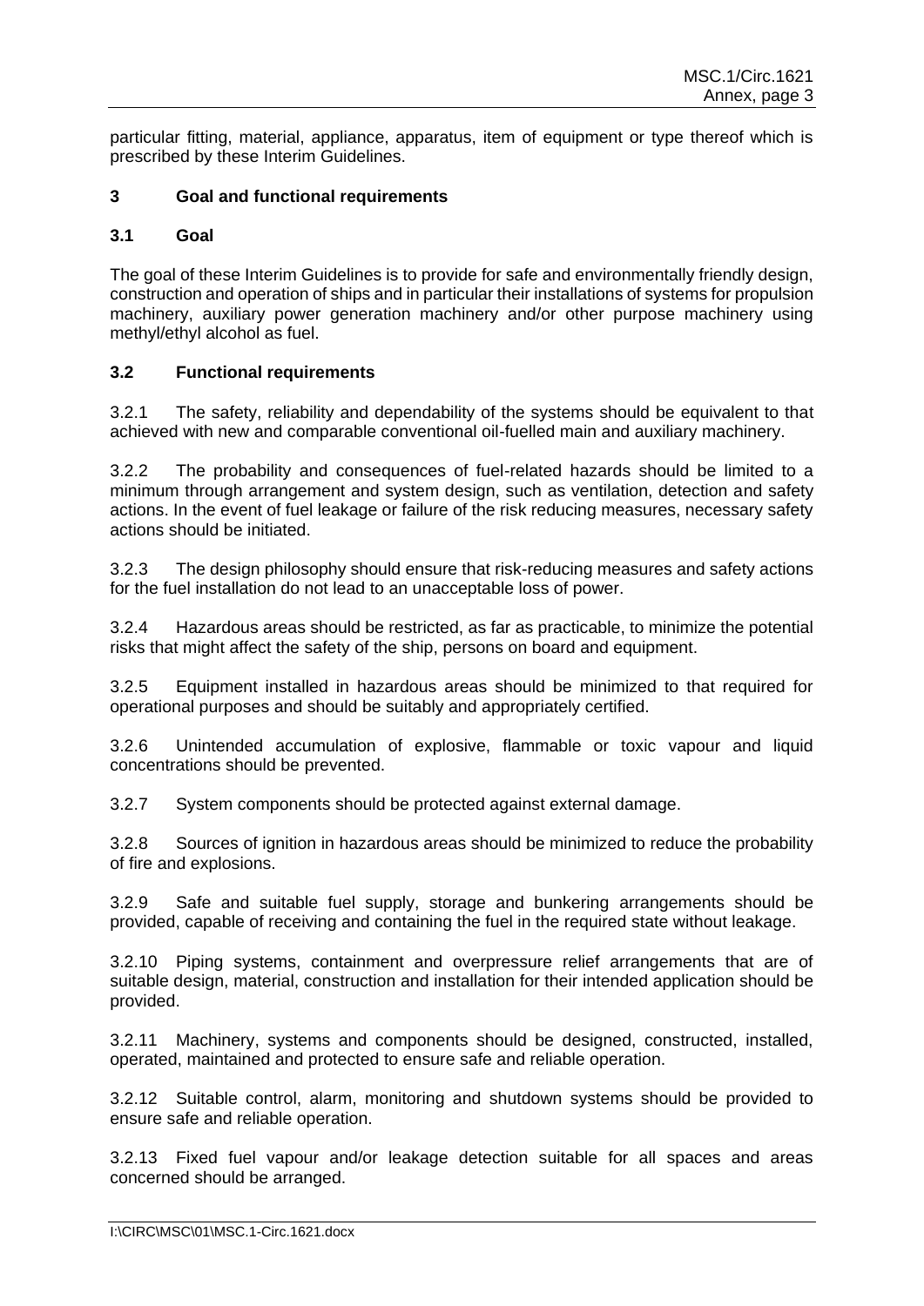particular fitting, material, appliance, apparatus, item of equipment or type thereof which is prescribed by these Interim Guidelines.

## 3 Goal and functional requirements

### 3.1 Goal

The goal of these Interim Guidelines is to provide for safe and environmentally friendly design, construction and operation of ships and in particular their installations of systems for propulsion machinery, auxiliary power generation machinery and/or other purpose machinery using methyl/ethyl alcohol as fuel.

### 3.2 Functional requirements

3.2.1 The safety, reliability and dependability of the systems should be equivalent to that achieved with new and comparable conventional oil-fuelled main and auxiliary machinery.

3.2.2 The probability and consequences of fuel-related hazards should be limited to a minimum through arrangement and system design, such as ventilation, detection and safety actions. In the event of fuel leakage or failure of the risk reducing measures, necessary safety actions should be initiated.

3.2.3 The design philosophy should ensure that risk-reducing measures and safety actions for the fuel installation do not lead to an unacceptable loss of power.

3.2.4 Hazardous areas should be restricted, as far as practicable, to minimize the potential risks that might affect the safety of the ship, persons on board and equipment.

3.2.5 Equipment installed in hazardous areas should be minimized to that required for operational purposes and should be suitably and appropriately certified.

3.2.6 Unintended accumulation of explosive, flammable or toxic vapour and liquid concentrations should be prevented.

3.2.7 System components should be protected against external damage.

3.2.8 Sources of ignition in hazardous areas should be minimized to reduce the probability of fire and explosions.

3.2.9 Safe and suitable fuel supply, storage and bunkering arrangements should be provided, capable of receiving and containing the fuel in the required state without leakage.

3.2.10 Piping systems, containment and overpressure relief arrangements that are of suitable design, material, construction and installation for their intended application should be provided.

3.2.11 Machinery, systems and components should be designed, constructed, installed, operated, maintained and protected to ensure safe and reliable operation.

3.2.12 Suitable control, alarm, monitoring and shutdown systems should be provided to ensure safe and reliable operation.

3.2.13 Fixed fuel vapour and/or leakage detection suitable for all spaces and areas concerned should be arranged.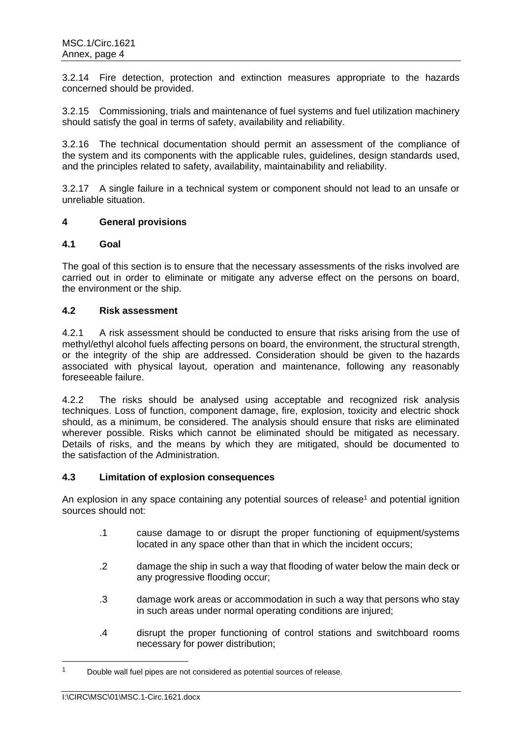3.2.14 Fire detection, protection and extinction measures appropriate to the hazards concerned should be provided.

3.2.15 Commissioning, trials and maintenance of fuel systems and fuel utilization machinery should satisfy the goal in terms of safety, availability and reliability.

3.2.16 The technical documentation should permit an assessment of the compliance of the system and its components with the applicable rules, guidelines, design standards used, and the principles related to safety, availability, maintainability and reliability.

3.2.17 A single failure in a technical system or component should not lead to an unsafe or unreliable situation.

## 4 General provisions

### 4.1 Goal

The goal of this section is to ensure that the necessary assessments of the risks involved are carried out in order to eliminate or mitigate any adverse effect on the persons on board, the environment or the ship.

### 4.2 Risk assessment

4.2.1 A risk assessment should be conducted to ensure that risks arising from the use of methyl/ethyl alcohol fuels affecting persons on board, the environment, the structural strength, or the integrity of the ship are addressed. Consideration should be given to the hazards associated with physical layout, operation and maintenance, following any reasonably foreseeable failure.

4.2.2 The risks should be analysed using acceptable and recognized risk analysis techniques. Loss of function, component damage, fire, explosion, toxicity and electric shock should, as a minimum, be considered. The analysis should ensure that risks are eliminated wherever possible. Risks which cannot be eliminated should be mitigated as necessary. Details of risks, and the means by which they are mitigated, should be documented to the satisfaction of the Administration.

### 4.3 Limitation of explosion consequences

An explosion in any space containing any potential sources of release[1] and potential ignition sources should not:

.1 cause damage to or disrupt the proper functioning of equipment/systems located in any space other than that in which the incident occurs;

.2 damage the ship in such a way that flooding of water below the main deck or any progressive flooding occur;

.3 damage work areas or accommodation in such a way that persons who stay in such areas under normal operating conditions are injured;

.4 disrupt the proper functioning of control stations and switchboard rooms necessary for power distribution;

---

[1] Double wall fuel pipes are not considered as potential sources of release.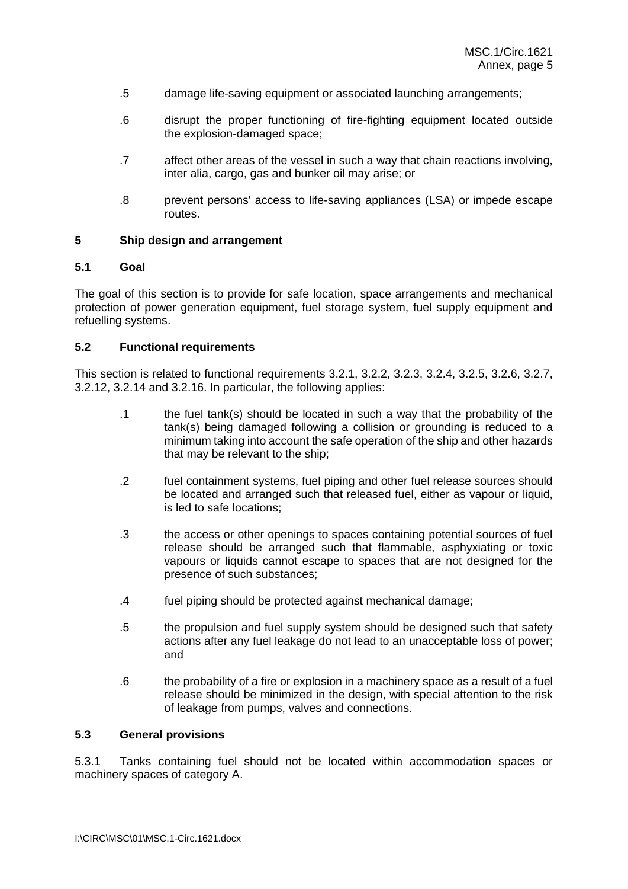.5 damage life-saving equipment or associated launching arrangements;

.6 disrupt the proper functioning of fire-fighting equipment located outside the explosion-damaged space;

.7 affect other areas of the vessel in such a way that chain reactions involving, inter alia, cargo, gas and bunker oil may arise; or

.8 prevent persons' access to life-saving appliances (LSA) or impede escape routes.

## 5 Ship design and arrangement

### 5.1 Goal

The goal of this section is to provide for safe location, space arrangements and mechanical protection of power generation equipment, fuel storage system, fuel supply equipment and refuelling systems.

### 5.2 Functional requirements

This section is related to functional requirements 3.2.1, 3.2.2, 3.2.3, 3.2.4, 3.2.5, 3.2.6, 3.2.7, 3.2.12, 3.2.14 and 3.2.16. In particular, the following applies:

.1 the fuel tank(s) should be located in such a way that the probability of the tank(s) being damaged following a collision or grounding is reduced to a minimum taking into account the safe operation of the ship and other hazards that may be relevant to the ship;

.2 fuel containment systems, fuel piping and other fuel release sources should be located and arranged such that released fuel, either as vapour or liquid, is led to safe locations;

.3 the access or other openings to spaces containing potential sources of fuel release should be arranged such that flammable, asphyxiating or toxic vapours or liquids cannot escape to spaces that are not designed for the presence of such substances;

.4 fuel piping should be protected against mechanical damage;

.5 the propulsion and fuel supply system should be designed such that safety actions after any fuel leakage do not lead to an unacceptable loss of power; and

.6 the probability of a fire or explosion in a machinery space as a result of a fuel release should be minimized in the design, with special attention to the risk of leakage from pumps, valves and connections.

### 5.3 General provisions

5.3.1 Tanks containing fuel should not be located within accommodation spaces or machinery spaces of category A.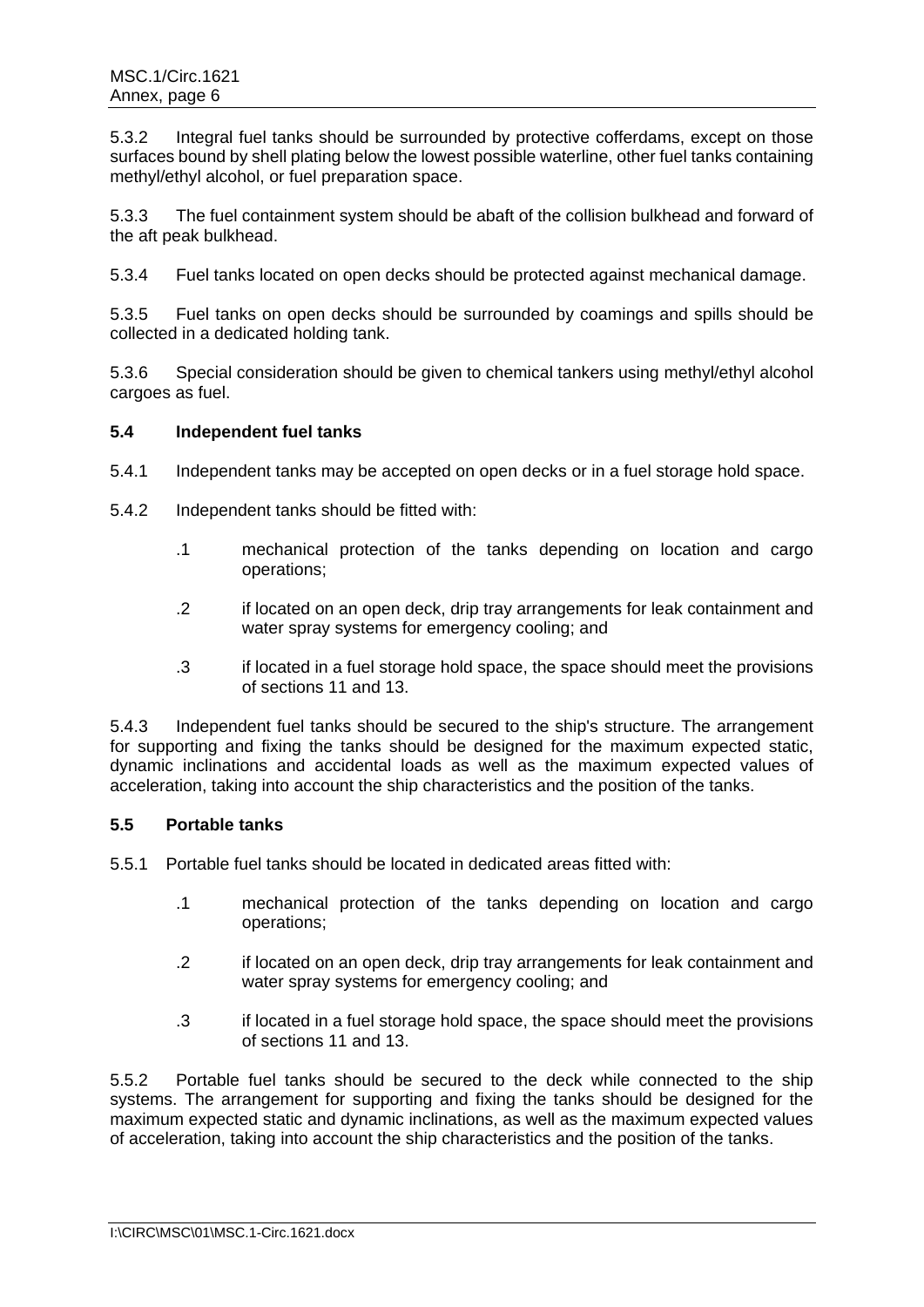5.3.2 Integral fuel tanks should be surrounded by protective cofferdams, except on those surfaces bound by shell plating below the lowest possible waterline, other fuel tanks containing methyl/ethyl alcohol, or fuel preparation space.

5.3.3 The fuel containment system should be abaft of the collision bulkhead and forward of the aft peak bulkhead.

5.3.4 Fuel tanks located on open decks should be protected against mechanical damage.

5.3.5 Fuel tanks on open decks should be surrounded by coamings and spills should be collected in a dedicated holding tank.

5.3.6 Special consideration should be given to chemical tankers using methyl/ethyl alcohol cargoes as fuel.

### 5.4 Independent fuel tanks

5.4.1 Independent tanks may be accepted on open decks or in a fuel storage hold space.

5.4.2 Independent tanks should be fitted with:

- .1 mechanical protection of the tanks depending on location and cargo operations;
- .2 if located on an open deck, drip tray arrangements for leak containment and water spray systems for emergency cooling; and
- .3 if located in a fuel storage hold space, the space should meet the provisions of sections 11 and 13.

5.4.3 Independent fuel tanks should be secured to the ship's structure. The arrangement for supporting and fixing the tanks should be designed for the maximum expected static, dynamic inclinations and accidental loads as well as the maximum expected values of acceleration, taking into account the ship characteristics and the position of the tanks.

### 5.5 Portable tanks

5.5.1 Portable fuel tanks should be located in dedicated areas fitted with:

- .1 mechanical protection of the tanks depending on location and cargo operations;
- .2 if located on an open deck, drip tray arrangements for leak containment and water spray systems for emergency cooling; and
- .3 if located in a fuel storage hold space, the space should meet the provisions of sections 11 and 13.

5.5.2 Portable fuel tanks should be secured to the deck while connected to the ship systems. The arrangement for supporting and fixing the tanks should be designed for the maximum expected static and dynamic inclinations, as well as the maximum expected values of acceleration, taking into account the ship characteristics and the position of the tanks.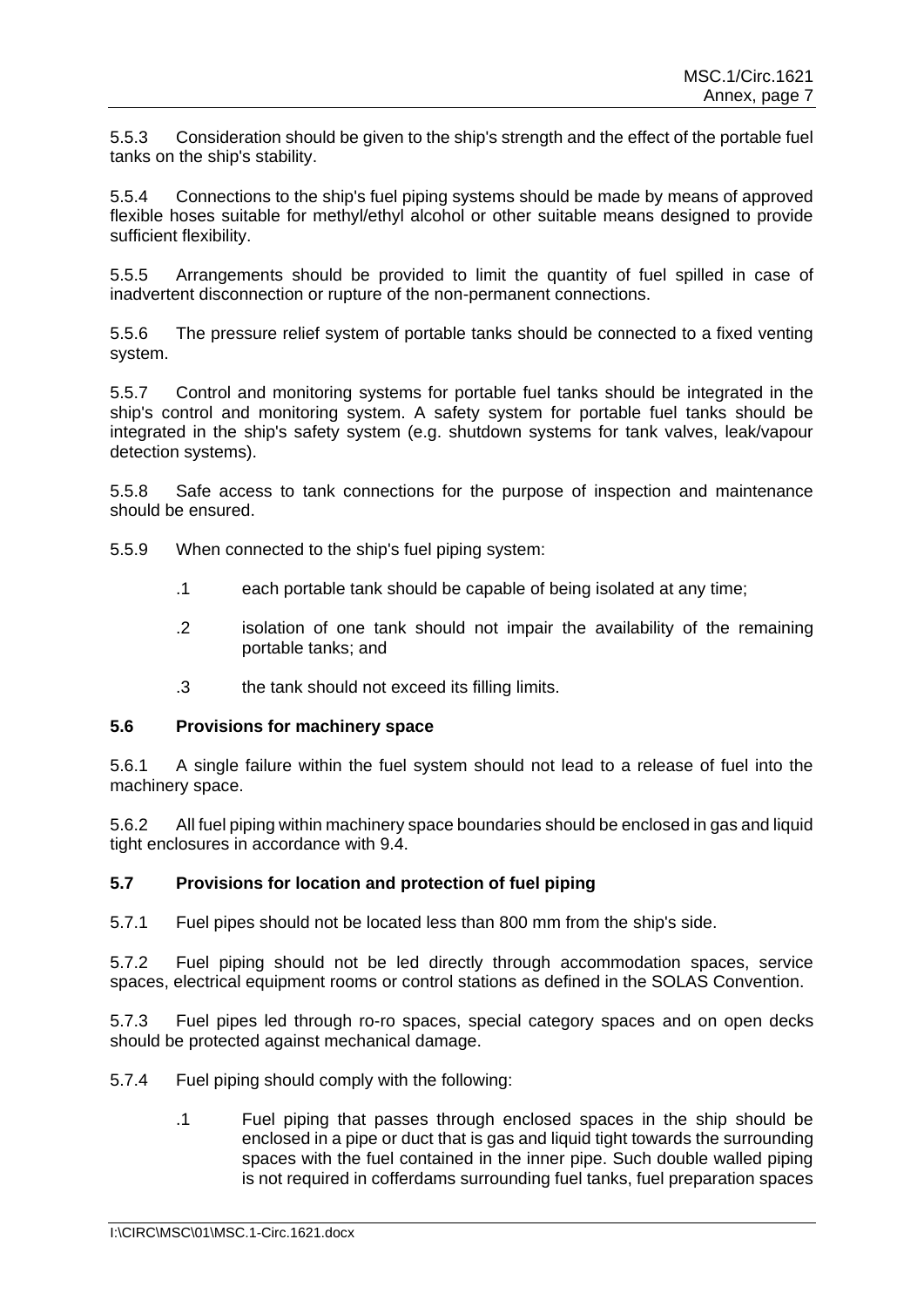5.5.3 Consideration should be given to the ship's strength and the effect of the portable fuel tanks on the ship's stability.

5.5.4 Connections to the ship's fuel piping systems should be made by means of approved flexible hoses suitable for methyl/ethyl alcohol or other suitable means designed to provide sufficient flexibility.

5.5.5 Arrangements should be provided to limit the quantity of fuel spilled in case of inadvertent disconnection or rupture of the non-permanent connections.

5.5.6 The pressure relief system of portable tanks should be connected to a fixed venting system.

5.5.7 Control and monitoring systems for portable fuel tanks should be integrated in the ship's control and monitoring system. A safety system for portable fuel tanks should be integrated in the ship's safety system (e.g. shutdown systems for tank valves, leak/vapour detection systems).

5.5.8 Safe access to tank connections for the purpose of inspection and maintenance should be ensured.

5.5.9 When connected to the ship's fuel piping system:

- .1 each portable tank should be capable of being isolated at any time;
- .2 isolation of one tank should not impair the availability of the remaining portable tanks; and
- .3 the tank should not exceed its filling limits.

### 5.6 Provisions for machinery space

5.6.1 A single failure within the fuel system should not lead to a release of fuel into the machinery space.

5.6.2 All fuel piping within machinery space boundaries should be enclosed in gas and liquid tight enclosures in accordance with 9.4.

### 5.7 Provisions for location and protection of fuel piping

5.7.1 Fuel pipes should not be located less than 800 mm from the ship's side.

5.7.2 Fuel piping should not be led directly through accommodation spaces, service spaces, electrical equipment rooms or control stations as defined in the SOLAS Convention.

5.7.3 Fuel pipes led through ro-ro spaces, special category spaces and on open decks should be protected against mechanical damage.

5.7.4 Fuel piping should comply with the following:

- .1 Fuel piping that passes through enclosed spaces in the ship should be enclosed in a pipe or duct that is gas and liquid tight towards the surrounding spaces with the fuel contained in the inner pipe. Such double walled piping is not required in cofferdams surrounding fuel tanks, fuel preparation spaces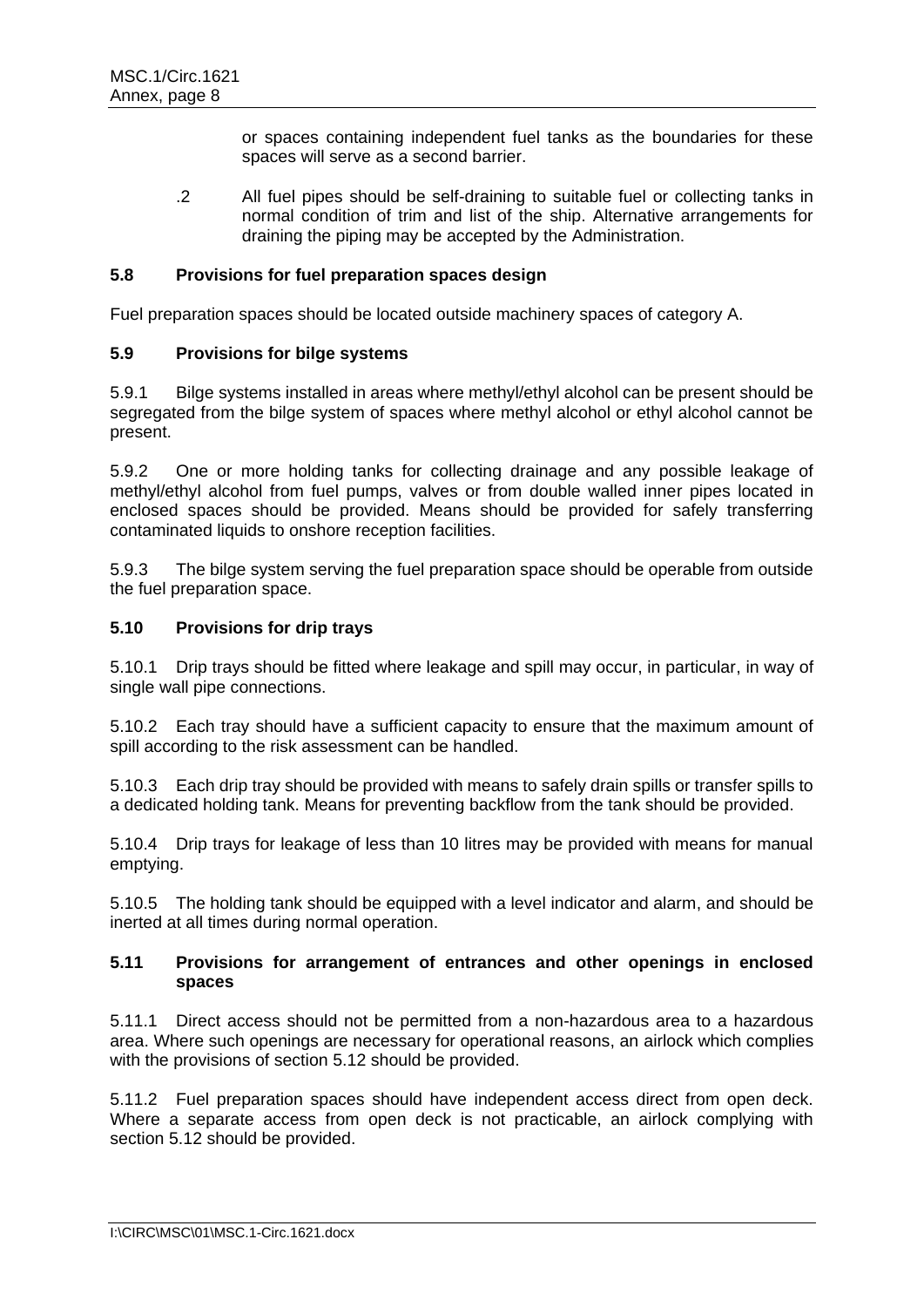or spaces containing independent fuel tanks as the boundaries for these spaces will serve as a second barrier.

.2 All fuel pipes should be self-draining to suitable fuel or collecting tanks in normal condition of trim and list of the ship. Alternative arrangements for draining the piping may be accepted by the Administration.

### 5.8 Provisions for fuel preparation spaces design

Fuel preparation spaces should be located outside machinery spaces of category A.

### 5.9 Provisions for bilge systems

5.9.1 Bilge systems installed in areas where methyl/ethyl alcohol can be present should be segregated from the bilge system of spaces where methyl alcohol or ethyl alcohol cannot be present.

5.9.2 One or more holding tanks for collecting drainage and any possible leakage of methyl/ethyl alcohol from fuel pumps, valves or from double walled inner pipes located in enclosed spaces should be provided. Means should be provided for safely transferring contaminated liquids to onshore reception facilities.

5.9.3 The bilge system serving the fuel preparation space should be operable from outside the fuel preparation space.

### 5.10 Provisions for drip trays

5.10.1 Drip trays should be fitted where leakage and spill may occur, in particular, in way of single wall pipe connections.

5.10.2 Each tray should have a sufficient capacity to ensure that the maximum amount of spill according to the risk assessment can be handled.

5.10.3 Each drip tray should be provided with means to safely drain spills or transfer spills to a dedicated holding tank. Means for preventing backflow from the tank should be provided.

5.10.4 Drip trays for leakage of less than 10 litres may be provided with means for manual emptying.

5.10.5 The holding tank should be equipped with a level indicator and alarm, and should be inerted at all times during normal operation.

### 5.11 Provisions for arrangement of entrances and other openings in enclosed spaces

5.11.1 Direct access should not be permitted from a non-hazardous area to a hazardous area. Where such openings are necessary for operational reasons, an airlock which complies with the provisions of section 5.12 should be provided.

5.11.2 Fuel preparation spaces should have independent access direct from open deck. Where a separate access from open deck is not practicable, an airlock complying with section 5.12 should be provided.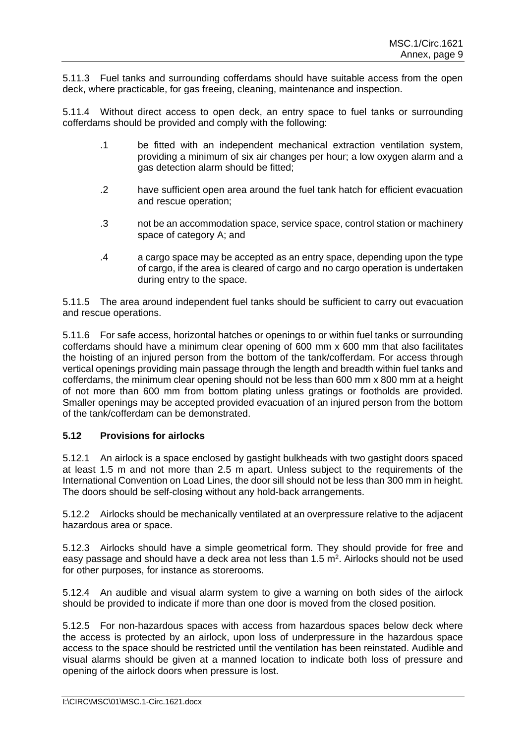5.11.3 Fuel tanks and surrounding cofferdams should have suitable access from the open deck, where practicable, for gas freeing, cleaning, maintenance and inspection.

5.11.4 Without direct access to open deck, an entry space to fuel tanks or surrounding cofferdams should be provided and comply with the following:

.1 be fitted with an independent mechanical extraction ventilation system, providing a minimum of six air changes per hour; a low oxygen alarm and a gas detection alarm should be fitted;

.2 have sufficient open area around the fuel tank hatch for efficient evacuation and rescue operation;

.3 not be an accommodation space, service space, control station or machinery space of category A; and

.4 a cargo space may be accepted as an entry space, depending upon the type of cargo, if the area is cleared of cargo and no cargo operation is undertaken during entry to the space.

5.11.5 The area around independent fuel tanks should be sufficient to carry out evacuation and rescue operations.

5.11.6 For safe access, horizontal hatches or openings to or within fuel tanks or surrounding cofferdams should have a minimum clear opening of 600 mm x 600 mm that also facilitates the hoisting of an injured person from the bottom of the tank/cofferdam. For access through vertical openings providing main passage through the length and breadth within fuel tanks and cofferdams, the minimum clear opening should not be less than 600 mm x 800 mm at a height of not more than 600 mm from bottom plating unless gratings or footholds are provided. Smaller openings may be accepted provided evacuation of an injured person from the bottom of the tank/cofferdam can be demonstrated.

### 5.12 Provisions for airlocks

5.12.1 An airlock is a space enclosed by gastight bulkheads with two gastight doors spaced at least 1.5 m and not more than 2.5 m apart. Unless subject to the requirements of the International Convention on Load Lines, the door sill should not be less than 300 mm in height. The doors should be self-closing without any hold-back arrangements.

5.12.2 Airlocks should be mechanically ventilated at an overpressure relative to the adjacent hazardous area or space.

5.12.3 Airlocks should have a simple geometrical form. They should provide for free and easy passage and should have a deck area not less than 1.5 $m^2$. Airlocks should not be used for other purposes, for instance as storerooms.

5.12.4 An audible and visual alarm system to give a warning on both sides of the airlock should be provided to indicate if more than one door is moved from the closed position.

5.12.5 For non-hazardous spaces with access from hazardous spaces below deck where the access is protected by an airlock, upon loss of underpressure in the hazardous space access to the space should be restricted until the ventilation has been reinstated. Audible and visual alarms should be given at a manned location to indicate both loss of pressure and opening of the airlock doors when pressure is lost.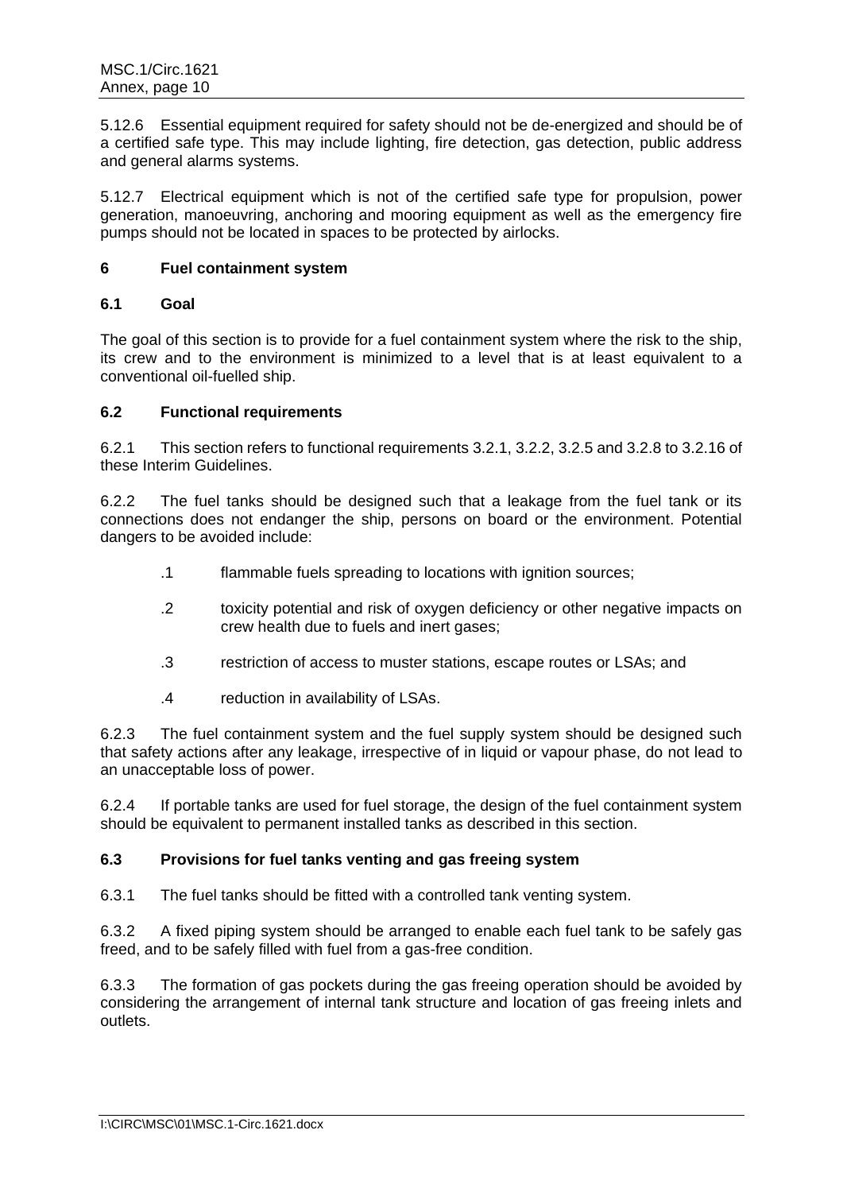5.12.6 Essential equipment required for safety should not be de-energized and should be of a certified safe type. This may include lighting, fire detection, gas detection, public address and general alarms systems.

5.12.7 Electrical equipment which is not of the certified safe type for propulsion, power generation, manoeuvring, anchoring and mooring equipment as well as the emergency fire pumps should not be located in spaces to be protected by airlocks.

## 6 Fuel containment system

### 6.1 Goal

The goal of this section is to provide for a fuel containment system where the risk to the ship, its crew and to the environment is minimized to a level that is at least equivalent to a conventional oil-fuelled ship.

### 6.2 Functional requirements

6.2.1 This section refers to functional requirements 3.2.1, 3.2.2, 3.2.5 and 3.2.8 to 3.2.16 of these Interim Guidelines.

6.2.2 The fuel tanks should be designed such that a leakage from the fuel tank or its connections does not endanger the ship, persons on board or the environment. Potential dangers to be avoided include:

.1 flammable fuels spreading to locations with ignition sources;

.2 toxicity potential and risk of oxygen deficiency or other negative impacts on crew health due to fuels and inert gases;

.3 restriction of access to muster stations, escape routes or LSAs; and

.4 reduction in availability of LSAs.

6.2.3 The fuel containment system and the fuel supply system should be designed such that safety actions after any leakage, irrespective of in liquid or vapour phase, do not lead to an unacceptable loss of power.

6.2.4 If portable tanks are used for fuel storage, the design of the fuel containment system should be equivalent to permanent installed tanks as described in this section.

### 6.3 Provisions for fuel tanks venting and gas freeing system

6.3.1 The fuel tanks should be fitted with a controlled tank venting system.

6.3.2 A fixed piping system should be arranged to enable each fuel tank to be safely gas freed, and to be safely filled with fuel from a gas-free condition.

6.3.3 The formation of gas pockets during the gas freeing operation should be avoided by considering the arrangement of internal tank structure and location of gas freeing inlets and outlets.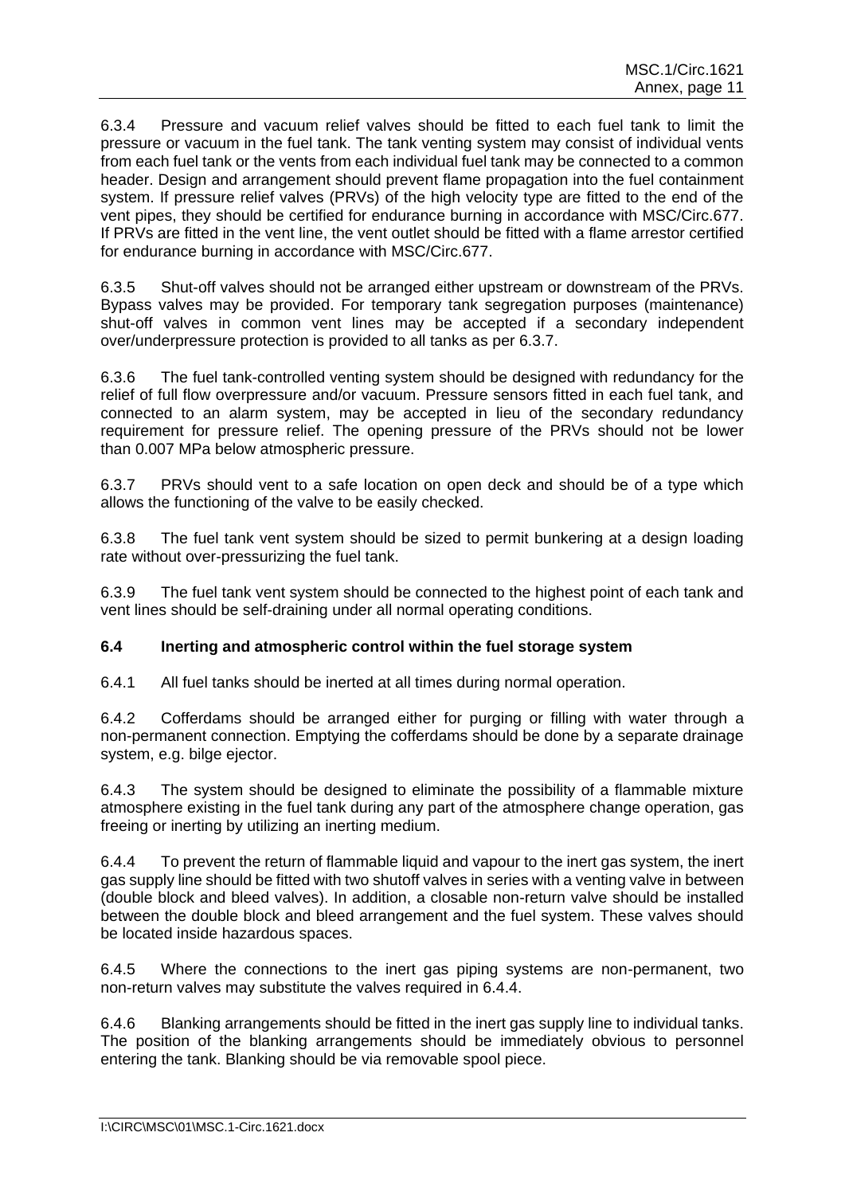6.3.4 Pressure and vacuum relief valves should be fitted to each fuel tank to limit the pressure or vacuum in the fuel tank. The tank venting system may consist of individual vents from each fuel tank or the vents from each individual fuel tank may be connected to a common header. Design and arrangement should prevent flame propagation into the fuel containment system. If pressure relief valves (PRVs) of the high velocity type are fitted to the end of the vent pipes, they should be certified for endurance burning in accordance with MSC/Circ.677. If PRVs are fitted in the vent line, the vent outlet should be fitted with a flame arrestor certified for endurance burning in accordance with MSC/Circ.677.

6.3.5 Shut-off valves should not be arranged either upstream or downstream of the PRVs. Bypass valves may be provided. For temporary tank segregation purposes (maintenance) shut-off valves in common vent lines may be accepted if a secondary independent over/underpressure protection is provided to all tanks as per 6.3.7.

6.3.6 The fuel tank-controlled venting system should be designed with redundancy for the relief of full flow overpressure and/or vacuum. Pressure sensors fitted in each fuel tank, and connected to an alarm system, may be accepted in lieu of the secondary redundancy requirement for pressure relief. The opening pressure of the PRVs should not be lower than 0.007 MPa below atmospheric pressure.

6.3.7 PRVs should vent to a safe location on open deck and should be of a type which allows the functioning of the valve to be easily checked.

6.3.8 The fuel tank vent system should be sized to permit bunkering at a design loading rate without over-pressurizing the fuel tank.

6.3.9 The fuel tank vent system should be connected to the highest point of each tank and vent lines should be self-draining under all normal operating conditions.

### 6.4 Inerting and atmospheric control within the fuel storage system

6.4.1 All fuel tanks should be inerted at all times during normal operation.

6.4.2 Cofferdams should be arranged either for purging or filling with water through a non-permanent connection. Emptying the cofferdams should be done by a separate drainage system, e.g. bilge ejector.

6.4.3 The system should be designed to eliminate the possibility of a flammable mixture atmosphere existing in the fuel tank during any part of the atmosphere change operation, gas freeing or inerting by utilizing an inerting medium.

6.4.4 To prevent the return of flammable liquid and vapour to the inert gas system, the inert gas supply line should be fitted with two shutoff valves in series with a venting valve in between (double block and bleed valves). In addition, a closable non-return valve should be installed between the double block and bleed arrangement and the fuel system. These valves should be located inside hazardous spaces.

6.4.5 Where the connections to the inert gas piping systems are non-permanent, two non-return valves may substitute the valves required in 6.4.4.

6.4.6 Blanking arrangements should be fitted in the inert gas supply line to individual tanks. The position of the blanking arrangements should be immediately obvious to personnel entering the tank. Blanking should be via removable spool piece.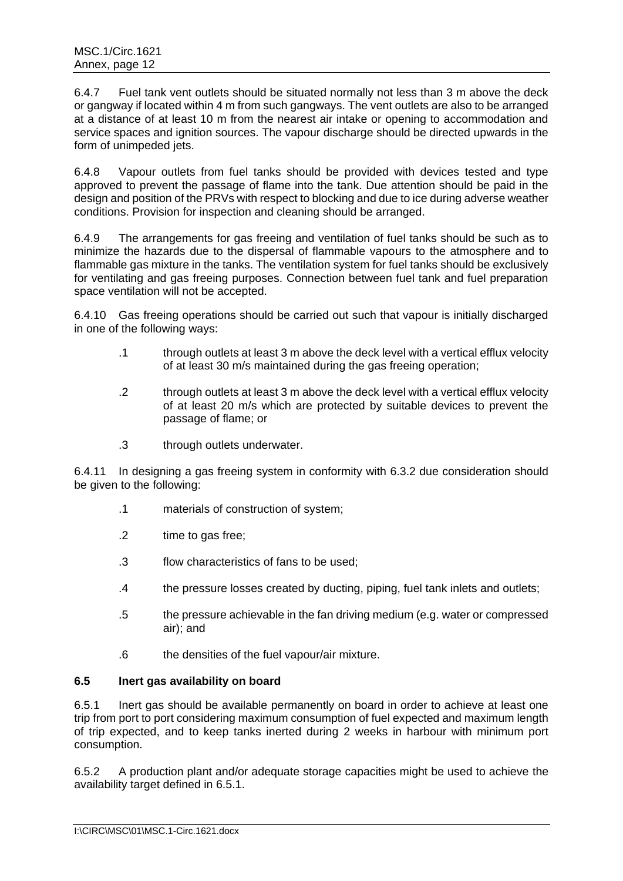6.4.7 Fuel tank vent outlets should be situated normally not less than 3 m above the deck or gangway if located within 4 m from such gangways. The vent outlets are also to be arranged at a distance of at least 10 m from the nearest air intake or opening to accommodation and service spaces and ignition sources. The vapour discharge should be directed upwards in the form of unimpeded jets.

6.4.8 Vapour outlets from fuel tanks should be provided with devices tested and type approved to prevent the passage of flame into the tank. Due attention should be paid in the design and position of the PRVs with respect to blocking and due to ice during adverse weather conditions. Provision for inspection and cleaning should be arranged.

6.4.9 The arrangements for gas freeing and ventilation of fuel tanks should be such as to minimize the hazards due to the dispersal of flammable vapours to the atmosphere and to flammable gas mixture in the tanks. The ventilation system for fuel tanks should be exclusively for ventilating and gas freeing purposes. Connection between fuel tank and fuel preparation space ventilation will not be accepted.

6.4.10 Gas freeing operations should be carried out such that vapour is initially discharged in one of the following ways:

.1 through outlets at least 3 m above the deck level with a vertical efflux velocity of at least 30 m/s maintained during the gas freeing operation;

.2 through outlets at least 3 m above the deck level with a vertical efflux velocity of at least 20 m/s which are protected by suitable devices to prevent the passage of flame; or

.3 through outlets underwater.

6.4.11 In designing a gas freeing system in conformity with 6.3.2 due consideration should be given to the following:

.1 materials of construction of system;

.2 time to gas free;

.3 flow characteristics of fans to be used;

.4 the pressure losses created by ducting, piping, fuel tank inlets and outlets;

.5 the pressure achievable in the fan driving medium (e.g. water or compressed air); and

.6 the densities of the fuel vapour/air mixture.

### 6.5 Inert gas availability on board

6.5.1 Inert gas should be available permanently on board in order to achieve at least one trip from port to port considering maximum consumption of fuel expected and maximum length of trip expected, and to keep tanks inerted during 2 weeks in harbour with minimum port consumption.

6.5.2 A production plant and/or adequate storage capacities might be used to achieve the availability target defined in 6.5.1.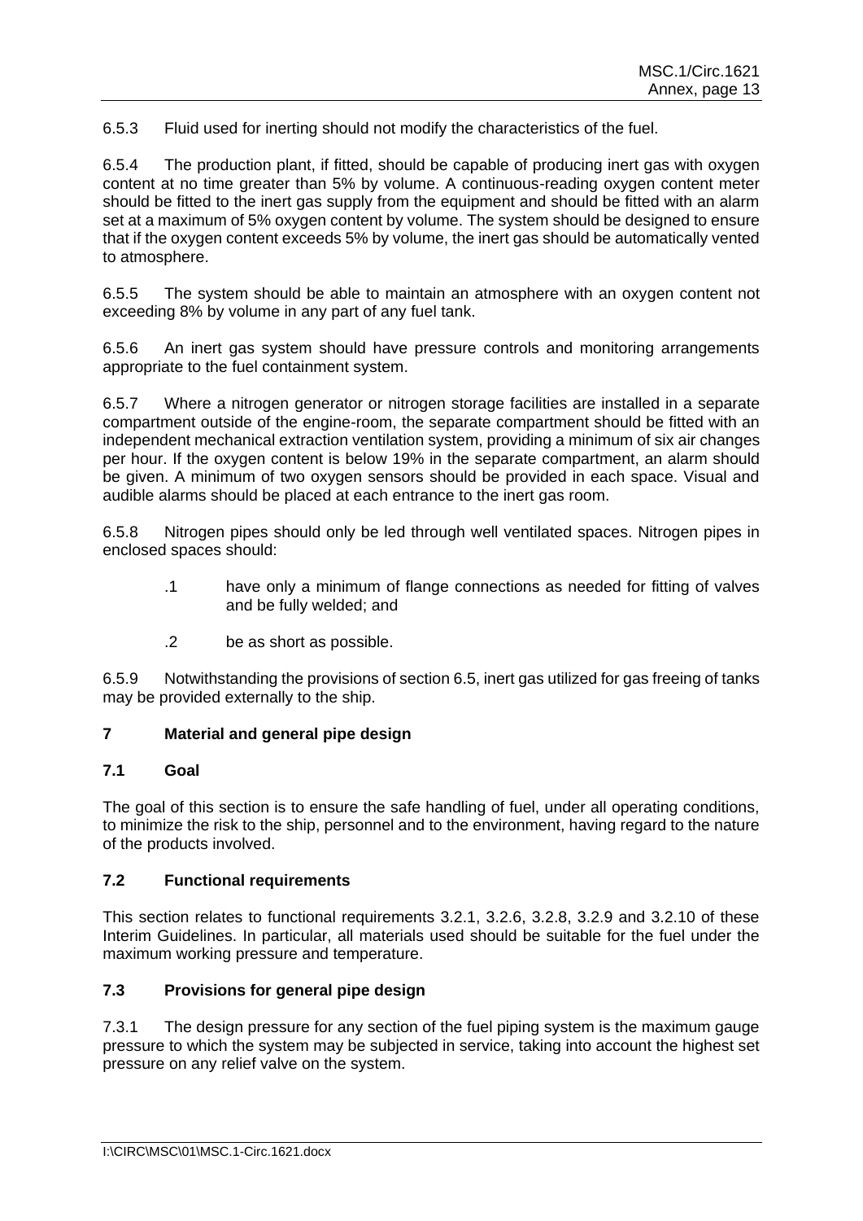6.5.3 Fluid used for inerting should not modify the characteristics of the fuel.

6.5.4 The production plant, if fitted, should be capable of producing inert gas with oxygen content at no time greater than 5% by volume. A continuous-reading oxygen content meter should be fitted to the inert gas supply from the equipment and should be fitted with an alarm set at a maximum of 5% oxygen content by volume. The system should be designed to ensure that if the oxygen content exceeds 5% by volume, the inert gas should be automatically vented to atmosphere.

6.5.5 The system should be able to maintain an atmosphere with an oxygen content not exceeding 8% by volume in any part of any fuel tank.

6.5.6 An inert gas system should have pressure controls and monitoring arrangements appropriate to the fuel containment system.

6.5.7 Where a nitrogen generator or nitrogen storage facilities are installed in a separate compartment outside of the engine-room, the separate compartment should be fitted with an independent mechanical extraction ventilation system, providing a minimum of six air changes per hour. If the oxygen content is below 19% in the separate compartment, an alarm should be given. A minimum of two oxygen sensors should be provided in each space. Visual and audible alarms should be placed at each entrance to the inert gas room.

6.5.8 Nitrogen pipes should only be led through well ventilated spaces. Nitrogen pipes in enclosed spaces should:

- .1 have only a minimum of flange connections as needed for fitting of valves and be fully welded; and
- .2 be as short as possible.

6.5.9 Notwithstanding the provisions of section 6.5, inert gas utilized for gas freeing of tanks may be provided externally to the ship.

## 7 Material and general pipe design

### 7.1 Goal

The goal of this section is to ensure the safe handling of fuel, under all operating conditions, to minimize the risk to the ship, personnel and to the environment, having regard to the nature of the products involved.

### 7.2 Functional requirements

This section relates to functional requirements 3.2.1, 3.2.6, 3.2.8, 3.2.9 and 3.2.10 of these Interim Guidelines. In particular, all materials used should be suitable for the fuel under the maximum working pressure and temperature.

### 7.3 Provisions for general pipe design

7.3.1 The design pressure for any section of the fuel piping system is the maximum gauge pressure to which the system may be subjected in service, taking into account the highest set pressure on any relief valve on the system.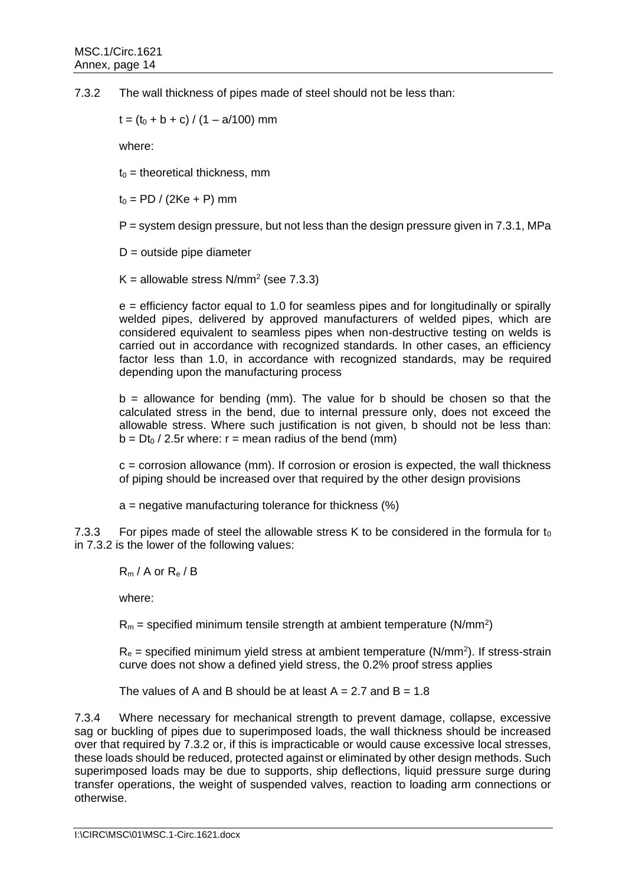7.3.2 The wall thickness of pipes made of steel should not be less than:

$t = (t_0 + b + c) / (1 – a/100)$ mm

where:

$t_0$ = theoretical thickness, mm

$t_0 = PD / (2Ke + P)$ mm

P = system design pressure, but not less than the design pressure given in 7.3.1, MPa

D = outside pipe diameter

K = allowable stress N/mm$^2$ (see 7.3.3)

e = efficiency factor equal to 1.0 for seamless pipes and for longitudinally or spirally welded pipes, delivered by approved manufacturers of welded pipes, which are considered equivalent to seamless pipes when non-destructive testing on welds is carried out in accordance with recognized standards. In other cases, an efficiency factor less than 1.0, in accordance with recognized standards, may be required depending upon the manufacturing process

b = allowance for bending (mm). The value for b should be chosen so that the calculated stress in the bend, due to internal pressure only, does not exceed the allowable stress. Where such justification is not given, b should not be less than: $b = Dt_0 / 2.5r$ where: r = mean radius of the bend (mm)

c = corrosion allowance (mm). If corrosion or erosion is expected, the wall thickness of piping should be increased over that required by the other design provisions

a = negative manufacturing tolerance for thickness (%)

7.3.3 For pipes made of steel the allowable stress K to be considered in the formula for $t_0$ in 7.3.2 is the lower of the following values:

$R_m / A$ or $R_e / B$

where:

$R_m$ = specified minimum tensile strength at ambient temperature (N/mm$^2$)

$R_e$ = specified minimum yield stress at ambient temperature (N/mm$^2$). If stress-strain curve does not show a defined yield stress, the 0.2% proof stress applies

The values of A and B should be at least A = 2.7 and B = 1.8

7.3.4 Where necessary for mechanical strength to prevent damage, collapse, excessive sag or buckling of pipes due to superimposed loads, the wall thickness should be increased over that required by 7.3.2 or, if this is impracticable or would cause excessive local stresses, these loads should be reduced, protected against or eliminated by other design methods. Such superimposed loads may be due to supports, ship deflections, liquid pressure surge during transfer operations, the weight of suspended valves, reaction to loading arm connections or otherwise.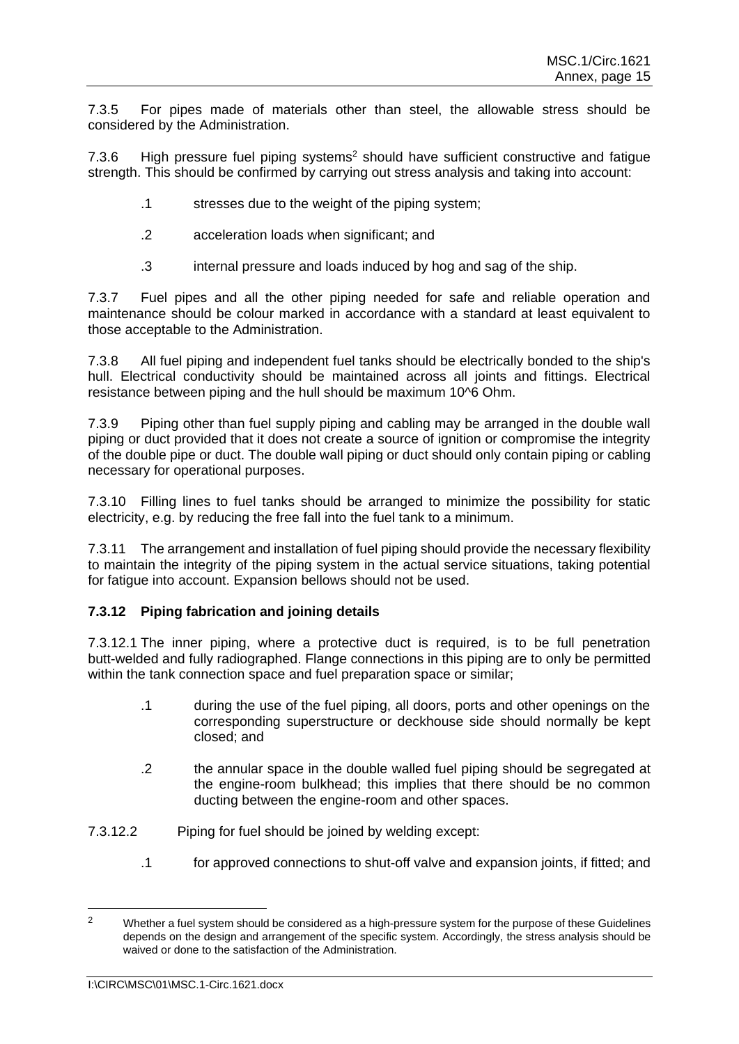7.3.5 For pipes made of materials other than steel, the allowable stress should be considered by the Administration.

7.3.6 High pressure fuel piping systems[2] should have sufficient constructive and fatigue strength. This should be confirmed by carrying out stress analysis and taking into account:

- .1 stresses due to the weight of the piping system;
- .2 acceleration loads when significant; and
- .3 internal pressure and loads induced by hog and sag of the ship.

7.3.7 Fuel pipes and all the other piping needed for safe and reliable operation and maintenance should be colour marked in accordance with a standard at least equivalent to those acceptable to the Administration.

7.3.8 All fuel piping and independent fuel tanks should be electrically bonded to the ship's hull. Electrical conductivity should be maintained across all joints and fittings. Electrical resistance between piping and the hull should be maximum $10^6$ Ohm.

7.3.9 Piping other than fuel supply piping and cabling may be arranged in the double wall piping or duct provided that it does not create a source of ignition or compromise the integrity of the double pipe or duct. The double wall piping or duct should only contain piping or cabling necessary for operational purposes.

7.3.10 Filling lines to fuel tanks should be arranged to minimize the possibility for static electricity, e.g. by reducing the free fall into the fuel tank to a minimum.

7.3.11 The arrangement and installation of fuel piping should provide the necessary flexibility to maintain the integrity of the piping system in the actual service situations, taking potential for fatigue into account. Expansion bellows should not be used.

### 7.3.12 Piping fabrication and joining details

7.3.12.1 The inner piping, where a protective duct is required, is to be full penetration butt-welded and fully radiographed. Flange connections in this piping are to only be permitted within the tank connection space and fuel preparation space or similar;

- .1 during the use of the fuel piping, all doors, ports and other openings on the corresponding superstructure or deckhouse side should normally be kept closed; and
- .2 the annular space in the double walled fuel piping should be segregated at the engine-room bulkhead; this implies that there should be no common ducting between the engine-room and other spaces.

7.3.12.2 Piping for fuel should be joined by welding except:

- .1 for approved connections to shut-off valve and expansion joints, if fitted; and

---

[2] Whether a fuel system should be considered as a high-pressure system for the purpose of these Guidelines depends on the design and arrangement of the specific system. Accordingly, the stress analysis should be waived or done to the satisfaction of the Administration.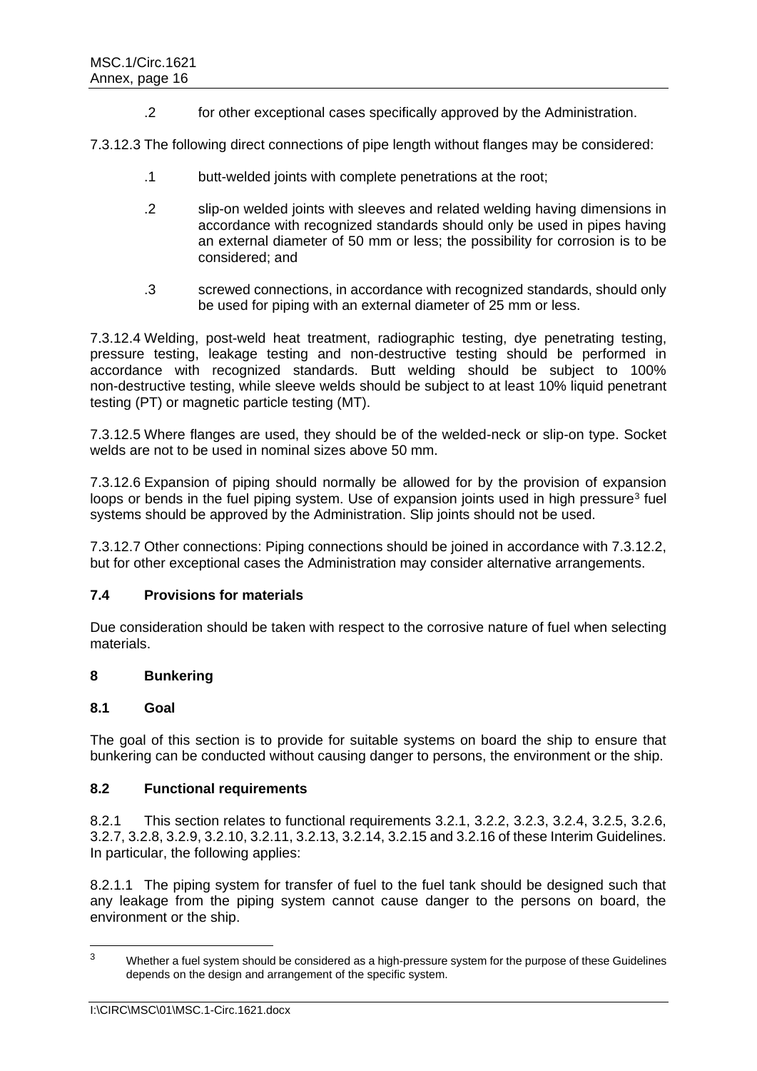.2 for other exceptional cases specifically approved by the Administration.

7.3.12.3 The following direct connections of pipe length without flanges may be considered:

.1 butt-welded joints with complete penetrations at the root;

.2 slip-on welded joints with sleeves and related welding having dimensions in accordance with recognized standards should only be used in pipes having an external diameter of 50 mm or less; the possibility for corrosion is to be considered; and

.3 screwed connections, in accordance with recognized standards, should only be used for piping with an external diameter of 25 mm or less.

7.3.12.4 Welding, post-weld heat treatment, radiographic testing, dye penetrating testing, pressure testing, leakage testing and non-destructive testing should be performed in accordance with recognized standards. Butt welding should be subject to 100% non-destructive testing, while sleeve welds should be subject to at least 10% liquid penetrant testing (PT) or magnetic particle testing (MT).

7.3.12.5 Where flanges are used, they should be of the welded-neck or slip-on type. Socket welds are not to be used in nominal sizes above 50 mm.

7.3.12.6 Expansion of piping should normally be allowed for by the provision of expansion loops or bends in the fuel piping system. Use of expansion joints used in high pressure[3] fuel systems should be approved by the Administration. Slip joints should not be used.

7.3.12.7 Other connections: Piping connections should be joined in accordance with 7.3.12.2, but for other exceptional cases the Administration may consider alternative arrangements.

### 7.4 Provisions for materials

Due consideration should be taken with respect to the corrosive nature of fuel when selecting materials.

## 8 Bunkering

### 8.1 Goal

The goal of this section is to provide for suitable systems on board the ship to ensure that bunkering can be conducted without causing danger to persons, the environment or the ship.

### 8.2 Functional requirements

8.2.1 This section relates to functional requirements 3.2.1, 3.2.2, 3.2.3, 3.2.4, 3.2.5, 3.2.6, 3.2.7, 3.2.8, 3.2.9, 3.2.10, 3.2.11, 3.2.13, 3.2.14, 3.2.15 and 3.2.16 of these Interim Guidelines. In particular, the following applies:

8.2.1.1 The piping system for transfer of fuel to the fuel tank should be designed such that any leakage from the piping system cannot cause danger to the persons on board, the environment or the ship.

---

[3] Whether a fuel system should be considered as a high-pressure system for the purpose of these Guidelines depends on the design and arrangement of the specific system.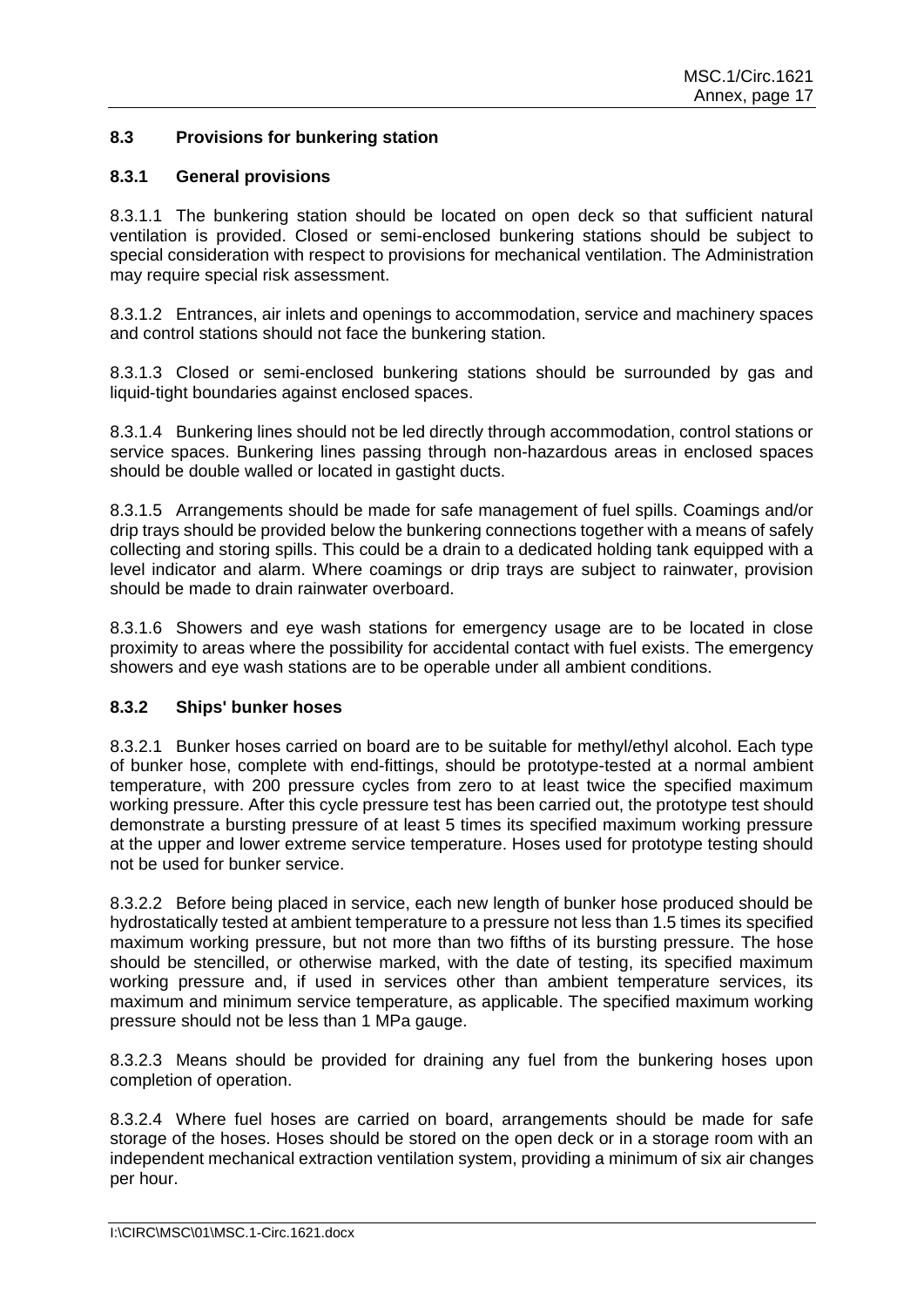### 8.3 Provisions for bunkering station

#### 8.3.1 General provisions

8.3.1.1 The bunkering station should be located on open deck so that sufficient natural ventilation is provided. Closed or semi-enclosed bunkering stations should be subject to special consideration with respect to provisions for mechanical ventilation. The Administration may require special risk assessment.

8.3.1.2 Entrances, air inlets and openings to accommodation, service and machinery spaces and control stations should not face the bunkering station.

8.3.1.3 Closed or semi-enclosed bunkering stations should be surrounded by gas and liquid-tight boundaries against enclosed spaces.

8.3.1.4 Bunkering lines should not be led directly through accommodation, control stations or service spaces. Bunkering lines passing through non-hazardous areas in enclosed spaces should be double walled or located in gastight ducts.

8.3.1.5 Arrangements should be made for safe management of fuel spills. Coamings and/or drip trays should be provided below the bunkering connections together with a means of safely collecting and storing spills. This could be a drain to a dedicated holding tank equipped with a level indicator and alarm. Where coamings or drip trays are subject to rainwater, provision should be made to drain rainwater overboard.

8.3.1.6 Showers and eye wash stations for emergency usage are to be located in close proximity to areas where the possibility for accidental contact with fuel exists. The emergency showers and eye wash stations are to be operable under all ambient conditions.

#### 8.3.2 Ships' bunker hoses

8.3.2.1 Bunker hoses carried on board are to be suitable for methyl/ethyl alcohol. Each type of bunker hose, complete with end-fittings, should be prototype-tested at a normal ambient temperature, with 200 pressure cycles from zero to at least twice the specified maximum working pressure. After this cycle pressure test has been carried out, the prototype test should demonstrate a bursting pressure of at least 5 times its specified maximum working pressure at the upper and lower extreme service temperature. Hoses used for prototype testing should not be used for bunker service.

8.3.2.2 Before being placed in service, each new length of bunker hose produced should be hydrostatically tested at ambient temperature to a pressure not less than 1.5 times its specified maximum working pressure, but not more than two fifths of its bursting pressure. The hose should be stencilled, or otherwise marked, with the date of testing, its specified maximum working pressure and, if used in services other than ambient temperature services, its maximum and minimum service temperature, as applicable. The specified maximum working pressure should not be less than 1 MPa gauge.

8.3.2.3 Means should be provided for draining any fuel from the bunkering hoses upon completion of operation.

8.3.2.4 Where fuel hoses are carried on board, arrangements should be made for safe storage of the hoses. Hoses should be stored on the open deck or in a storage room with an independent mechanical extraction ventilation system, providing a minimum of six air changes per hour.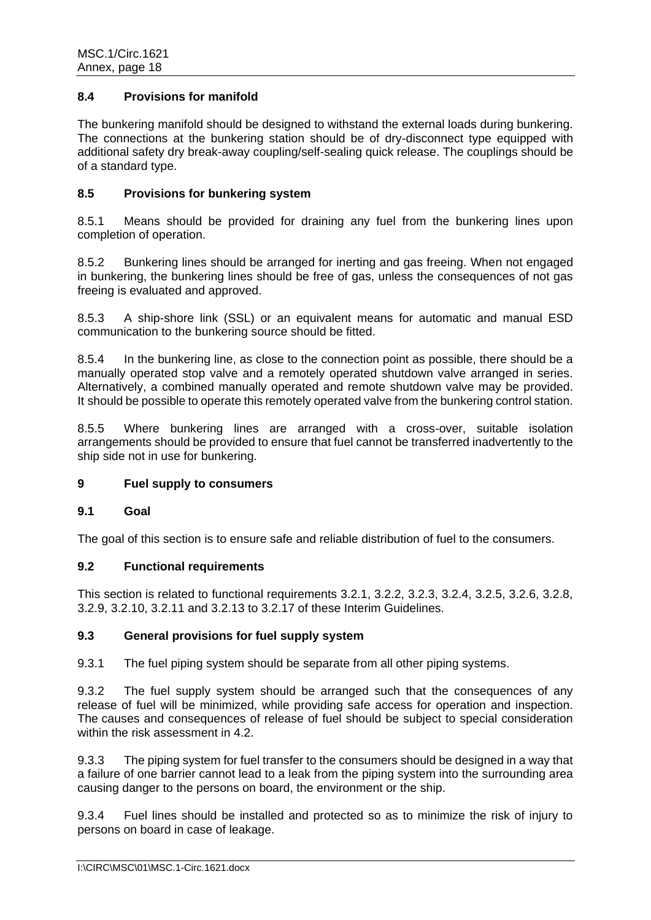### 8.4 Provisions for manifold

The bunkering manifold should be designed to withstand the external loads during bunkering. The connections at the bunkering station should be of dry-disconnect type equipped with additional safety dry break-away coupling/self-sealing quick release. The couplings should be of a standard type.

### 8.5 Provisions for bunkering system

8.5.1 Means should be provided for draining any fuel from the bunkering lines upon completion of operation.

8.5.2 Bunkering lines should be arranged for inerting and gas freeing. When not engaged in bunkering, the bunkering lines should be free of gas, unless the consequences of not gas freeing is evaluated and approved.

8.5.3 A ship-shore link (SSL) or an equivalent means for automatic and manual ESD communication to the bunkering source should be fitted.

8.5.4 In the bunkering line, as close to the connection point as possible, there should be a manually operated stop valve and a remotely operated shutdown valve arranged in series. Alternatively, a combined manually operated and remote shutdown valve may be provided. It should be possible to operate this remotely operated valve from the bunkering control station.

8.5.5 Where bunkering lines are arranged with a cross-over, suitable isolation arrangements should be provided to ensure that fuel cannot be transferred inadvertently to the ship side not in use for bunkering.

## 9 Fuel supply to consumers

### 9.1 Goal

The goal of this section is to ensure safe and reliable distribution of fuel to the consumers.

### 9.2 Functional requirements

This section is related to functional requirements 3.2.1, 3.2.2, 3.2.3, 3.2.4, 3.2.5, 3.2.6, 3.2.8, 3.2.9, 3.2.10, 3.2.11 and 3.2.13 to 3.2.17 of these Interim Guidelines.

### 9.3 General provisions for fuel supply system

9.3.1 The fuel piping system should be separate from all other piping systems.

9.3.2 The fuel supply system should be arranged such that the consequences of any release of fuel will be minimized, while providing safe access for operation and inspection. The causes and consequences of release of fuel should be subject to special consideration within the risk assessment in 4.2.

9.3.3 The piping system for fuel transfer to the consumers should be designed in a way that a failure of one barrier cannot lead to a leak from the piping system into the surrounding area causing danger to the persons on board, the environment or the ship.

9.3.4 Fuel lines should be installed and protected so as to minimize the risk of injury to persons on board in case of leakage.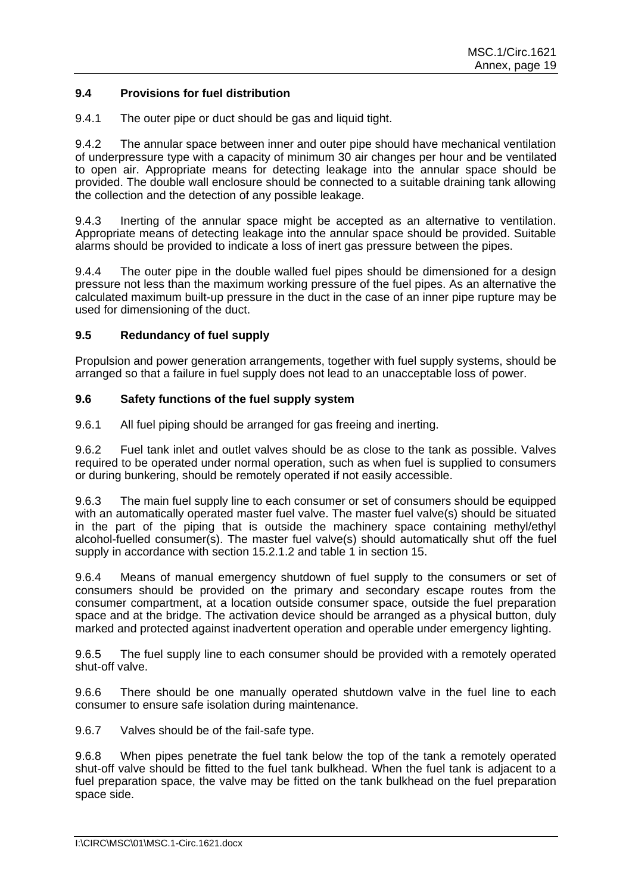### 9.4 Provisions for fuel distribution

9.4.1 The outer pipe or duct should be gas and liquid tight.

9.4.2 The annular space between inner and outer pipe should have mechanical ventilation of underpressure type with a capacity of minimum 30 air changes per hour and be ventilated to open air. Appropriate means for detecting leakage into the annular space should be provided. The double wall enclosure should be connected to a suitable draining tank allowing the collection and the detection of any possible leakage.

9.4.3 Inerting of the annular space might be accepted as an alternative to ventilation. Appropriate means of detecting leakage into the annular space should be provided. Suitable alarms should be provided to indicate a loss of inert gas pressure between the pipes.

9.4.4 The outer pipe in the double walled fuel pipes should be dimensioned for a design pressure not less than the maximum working pressure of the fuel pipes. As an alternative the calculated maximum built-up pressure in the duct in the case of an inner pipe rupture may be used for dimensioning of the duct.

### 9.5 Redundancy of fuel supply

Propulsion and power generation arrangements, together with fuel supply systems, should be arranged so that a failure in fuel supply does not lead to an unacceptable loss of power.

### 9.6 Safety functions of the fuel supply system

9.6.1 All fuel piping should be arranged for gas freeing and inerting.

9.6.2 Fuel tank inlet and outlet valves should be as close to the tank as possible. Valves required to be operated under normal operation, such as when fuel is supplied to consumers or during bunkering, should be remotely operated if not easily accessible.

9.6.3 The main fuel supply line to each consumer or set of consumers should be equipped with an automatically operated master fuel valve. The master fuel valve(s) should be situated in the part of the piping that is outside the machinery space containing methyl/ethyl alcohol-fuelled consumer(s). The master fuel valve(s) should automatically shut off the fuel supply in accordance with section 15.2.1.2 and table 1 in section 15.

9.6.4 Means of manual emergency shutdown of fuel supply to the consumers or set of consumers should be provided on the primary and secondary escape routes from the consumer compartment, at a location outside consumer space, outside the fuel preparation space and at the bridge. The activation device should be arranged as a physical button, duly marked and protected against inadvertent operation and operable under emergency lighting.

9.6.5 The fuel supply line to each consumer should be provided with a remotely operated shut-off valve.

9.6.6 There should be one manually operated shutdown valve in the fuel line to each consumer to ensure safe isolation during maintenance.

9.6.7 Valves should be of the fail-safe type.

9.6.8 When pipes penetrate the fuel tank below the top of the tank a remotely operated shut-off valve should be fitted to the fuel tank bulkhead. When the fuel tank is adjacent to a fuel preparation space, the valve may be fitted on the tank bulkhead on the fuel preparation space side.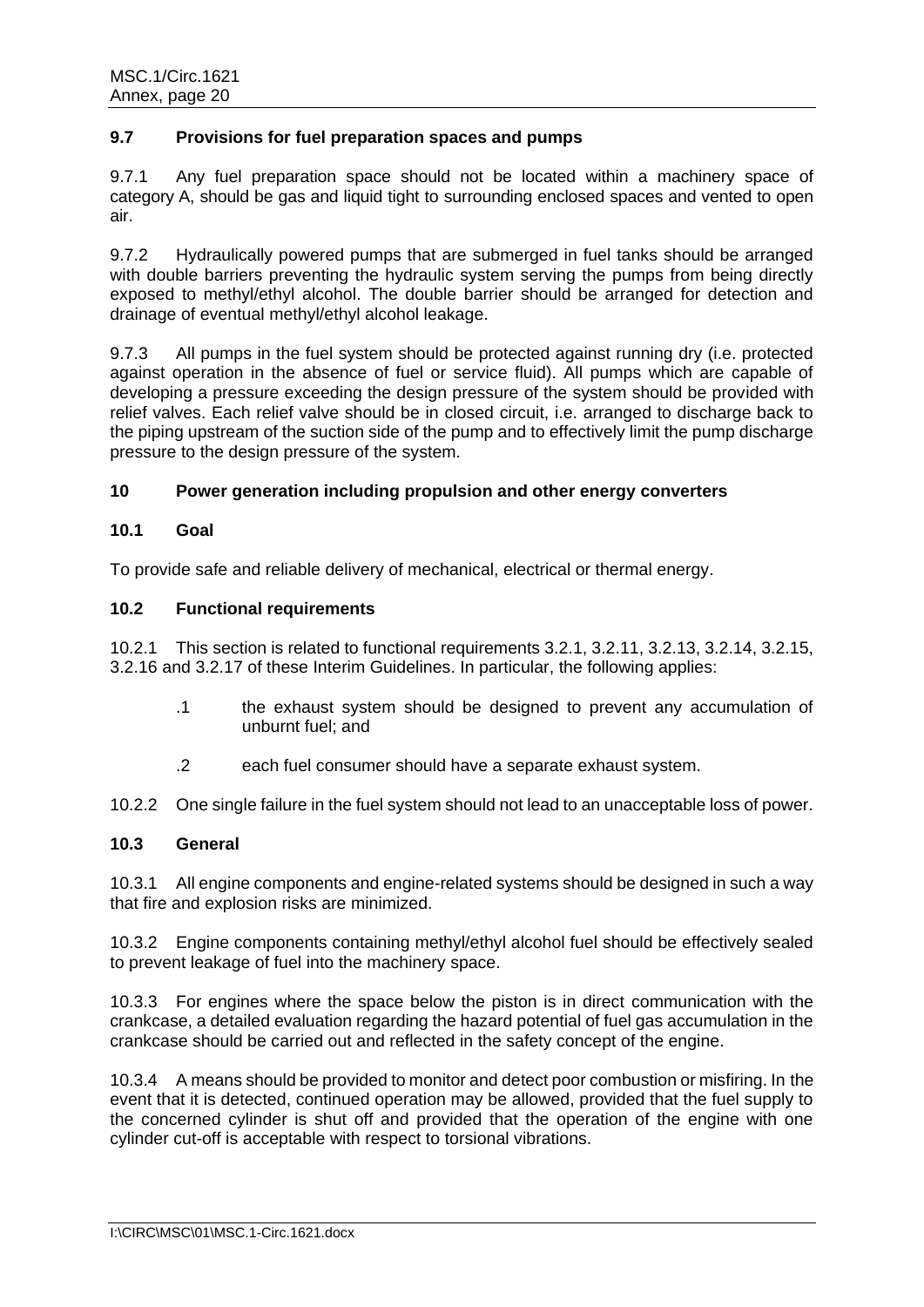### 9.7 Provisions for fuel preparation spaces and pumps

9.7.1 Any fuel preparation space should not be located within a machinery space of category A, should be gas and liquid tight to surrounding enclosed spaces and vented to open air.

9.7.2 Hydraulically powered pumps that are submerged in fuel tanks should be arranged with double barriers preventing the hydraulic system serving the pumps from being directly exposed to methyl/ethyl alcohol. The double barrier should be arranged for detection and drainage of eventual methyl/ethyl alcohol leakage.

9.7.3 All pumps in the fuel system should be protected against running dry (i.e. protected against operation in the absence of fuel or service fluid). All pumps which are capable of developing a pressure exceeding the design pressure of the system should be provided with relief valves. Each relief valve should be in closed circuit, i.e. arranged to discharge back to the piping upstream of the suction side of the pump and to effectively limit the pump discharge pressure to the design pressure of the system.

## 10 Power generation including propulsion and other energy converters

### 10.1 Goal

To provide safe and reliable delivery of mechanical, electrical or thermal energy.

### 10.2 Functional requirements

10.2.1 This section is related to functional requirements 3.2.1, 3.2.11, 3.2.13, 3.2.14, 3.2.15, 3.2.16 and 3.2.17 of these Interim Guidelines. In particular, the following applies:

.1 the exhaust system should be designed to prevent any accumulation of unburnt fuel; and

.2 each fuel consumer should have a separate exhaust system.

10.2.2 One single failure in the fuel system should not lead to an unacceptable loss of power.

### 10.3 General

10.3.1 All engine components and engine-related systems should be designed in such a way that fire and explosion risks are minimized.

10.3.2 Engine components containing methyl/ethyl alcohol fuel should be effectively sealed to prevent leakage of fuel into the machinery space.

10.3.3 For engines where the space below the piston is in direct communication with the crankcase, a detailed evaluation regarding the hazard potential of fuel gas accumulation in the crankcase should be carried out and reflected in the safety concept of the engine.

10.3.4 A means should be provided to monitor and detect poor combustion or misfiring. In the event that it is detected, continued operation may be allowed, provided that the fuel supply to the concerned cylinder is shut off and provided that the operation of the engine with one cylinder cut-off is acceptable with respect to torsional vibrations.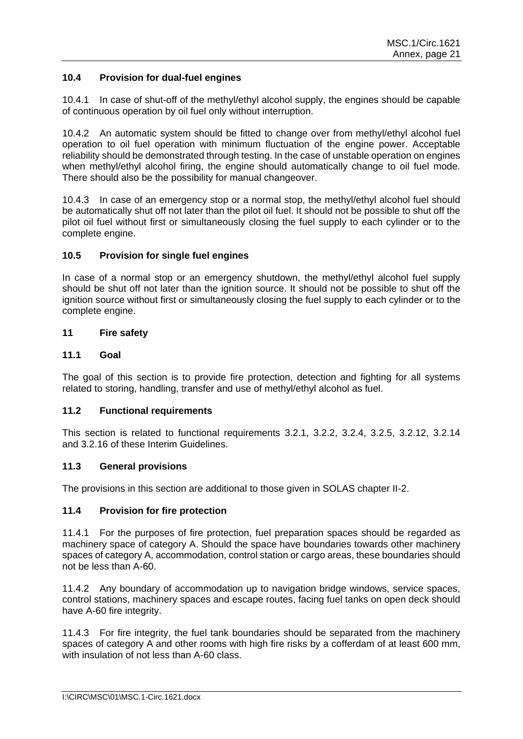### 10.4 Provision for dual-fuel engines

10.4.1 In case of shut-off of the methyl/ethyl alcohol supply, the engines should be capable of continuous operation by oil fuel only without interruption.

10.4.2 An automatic system should be fitted to change over from methyl/ethyl alcohol fuel operation to oil fuel operation with minimum fluctuation of the engine power. Acceptable reliability should be demonstrated through testing. In the case of unstable operation on engines when methyl/ethyl alcohol firing, the engine should automatically change to oil fuel mode. There should also be the possibility for manual changeover.

10.4.3 In case of an emergency stop or a normal stop, the methyl/ethyl alcohol fuel should be automatically shut off not later than the pilot oil fuel. It should not be possible to shut off the pilot oil fuel without first or simultaneously closing the fuel supply to each cylinder or to the complete engine.

### 10.5 Provision for single fuel engines

In case of a normal stop or an emergency shutdown, the methyl/ethyl alcohol fuel supply should be shut off not later than the ignition source. It should not be possible to shut off the ignition source without first or simultaneously closing the fuel supply to each cylinder or to the complete engine.

## 11 Fire safety

### 11.1 Goal

The goal of this section is to provide fire protection, detection and fighting for all systems related to storing, handling, transfer and use of methyl/ethyl alcohol as fuel.

### 11.2 Functional requirements

This section is related to functional requirements 3.2.1, 3.2.2, 3.2.4, 3.2.5, 3.2.12, 3.2.14 and 3.2.16 of these Interim Guidelines.

### 11.3 General provisions

The provisions in this section are additional to those given in SOLAS chapter II-2.

### 11.4 Provision for fire protection

11.4.1 For the purposes of fire protection, fuel preparation spaces should be regarded as machinery space of category A. Should the space have boundaries towards other machinery spaces of category A, accommodation, control station or cargo areas, these boundaries should not be less than A-60.

11.4.2 Any boundary of accommodation up to navigation bridge windows, service spaces, control stations, machinery spaces and escape routes, facing fuel tanks on open deck should have A-60 fire integrity.

11.4.3 For fire integrity, the fuel tank boundaries should be separated from the machinery spaces of category A and other rooms with high fire risks by a cofferdam of at least 600 mm, with insulation of not less than A-60 class.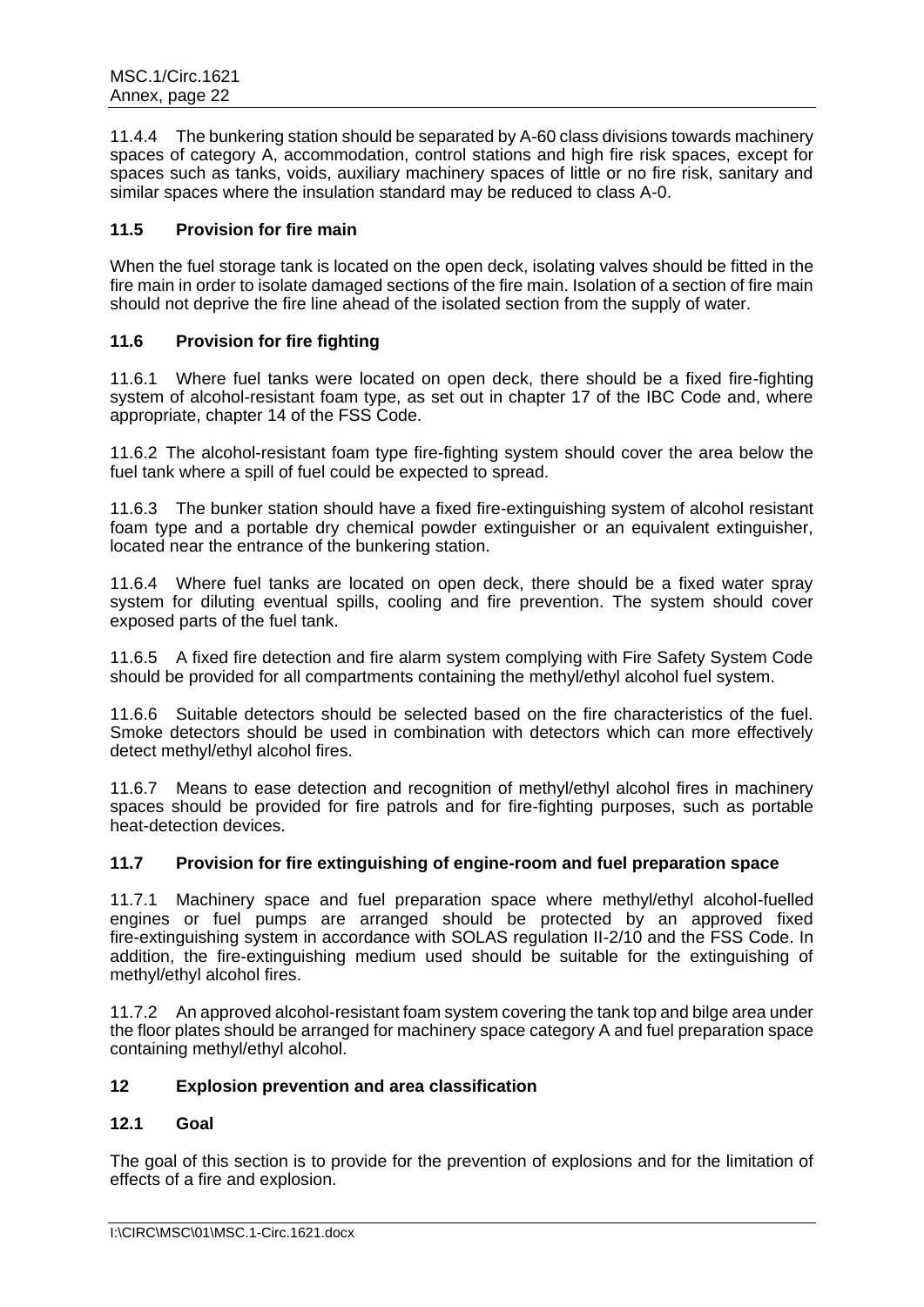11.4.4 The bunkering station should be separated by A-60 class divisions towards machinery spaces of category A, accommodation, control stations and high fire risk spaces, except for spaces such as tanks, voids, auxiliary machinery spaces of little or no fire risk, sanitary and similar spaces where the insulation standard may be reduced to class A-0.

### 11.5 Provision for fire main

When the fuel storage tank is located on the open deck, isolating valves should be fitted in the fire main in order to isolate damaged sections of the fire main. Isolation of a section of fire main should not deprive the fire line ahead of the isolated section from the supply of water.

### 11.6 Provision for fire fighting

11.6.1 Where fuel tanks were located on open deck, there should be a fixed fire-fighting system of alcohol-resistant foam type, as set out in chapter 17 of the IBC Code and, where appropriate, chapter 14 of the FSS Code.

11.6.2 The alcohol-resistant foam type fire-fighting system should cover the area below the fuel tank where a spill of fuel could be expected to spread.

11.6.3 The bunker station should have a fixed fire-extinguishing system of alcohol resistant foam type and a portable dry chemical powder extinguisher or an equivalent extinguisher, located near the entrance of the bunkering station.

11.6.4 Where fuel tanks are located on open deck, there should be a fixed water spray system for diluting eventual spills, cooling and fire prevention. The system should cover exposed parts of the fuel tank.

11.6.5 A fixed fire detection and fire alarm system complying with Fire Safety System Code should be provided for all compartments containing the methyl/ethyl alcohol fuel system.

11.6.6 Suitable detectors should be selected based on the fire characteristics of the fuel. Smoke detectors should be used in combination with detectors which can more effectively detect methyl/ethyl alcohol fires.

11.6.7 Means to ease detection and recognition of methyl/ethyl alcohol fires in machinery spaces should be provided for fire patrols and for fire-fighting purposes, such as portable heat-detection devices.

### 11.7 Provision for fire extinguishing of engine-room and fuel preparation space

11.7.1 Machinery space and fuel preparation space where methyl/ethyl alcohol-fuelled engines or fuel pumps are arranged should be protected by an approved fixed fire-extinguishing system in accordance with SOLAS regulation II-2/10 and the FSS Code. In addition, the fire-extinguishing medium used should be suitable for the extinguishing of methyl/ethyl alcohol fires.

11.7.2 An approved alcohol-resistant foam system covering the tank top and bilge area under the floor plates should be arranged for machinery space category A and fuel preparation space containing methyl/ethyl alcohol.

## 12 Explosion prevention and area classification

### 12.1 Goal

The goal of this section is to provide for the prevention of explosions and for the limitation of effects of a fire and explosion.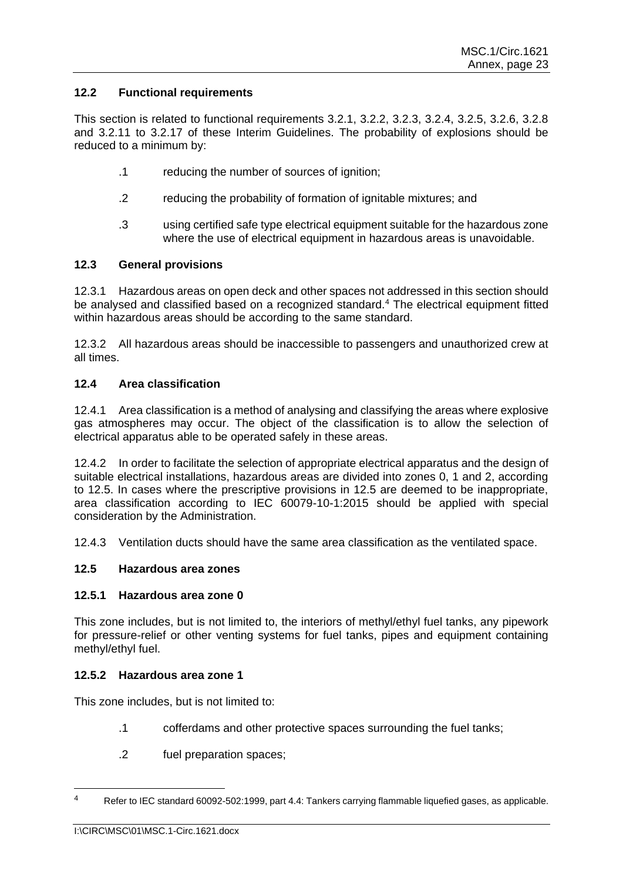### 12.2 Functional requirements

This section is related to functional requirements 3.2.1, 3.2.2, 3.2.3, 3.2.4, 3.2.5, 3.2.6, 3.2.8 and 3.2.11 to 3.2.17 of these Interim Guidelines. The probability of explosions should be reduced to a minimum by:

.1 reducing the number of sources of ignition;

.2 reducing the probability of formation of ignitable mixtures; and

.3 using certified safe type electrical equipment suitable for the hazardous zone where the use of electrical equipment in hazardous areas is unavoidable.

### 12.3 General provisions

12.3.1 Hazardous areas on open deck and other spaces not addressed in this section should be analysed and classified based on a recognized standard.[4] The electrical equipment fitted within hazardous areas should be according to the same standard.

12.3.2 All hazardous areas should be inaccessible to passengers and unauthorized crew at all times.

### 12.4 Area classification

12.4.1 Area classification is a method of analysing and classifying the areas where explosive gas atmospheres may occur. The object of the classification is to allow the selection of electrical apparatus able to be operated safely in these areas.

12.4.2 In order to facilitate the selection of appropriate electrical apparatus and the design of suitable electrical installations, hazardous areas are divided into zones 0, 1 and 2, according to 12.5. In cases where the prescriptive provisions in 12.5 are deemed to be inappropriate, area classification according to IEC 60079-10-1:2015 should be applied with special consideration by the Administration.

12.4.3 Ventilation ducts should have the same area classification as the ventilated space.

### 12.5 Hazardous area zones

#### 12.5.1 Hazardous area zone 0

This zone includes, but is not limited to, the interiors of methyl/ethyl fuel tanks, any pipework for pressure-relief or other venting systems for fuel tanks, pipes and equipment containing methyl/ethyl fuel.

#### 12.5.2 Hazardous area zone 1

This zone includes, but is not limited to:

.1 cofferdams and other protective spaces surrounding the fuel tanks;

.2 fuel preparation spaces;

---

[4] Refer to IEC standard 60092-502:1999, part 4.4: Tankers carrying flammable liquefied gases, as applicable.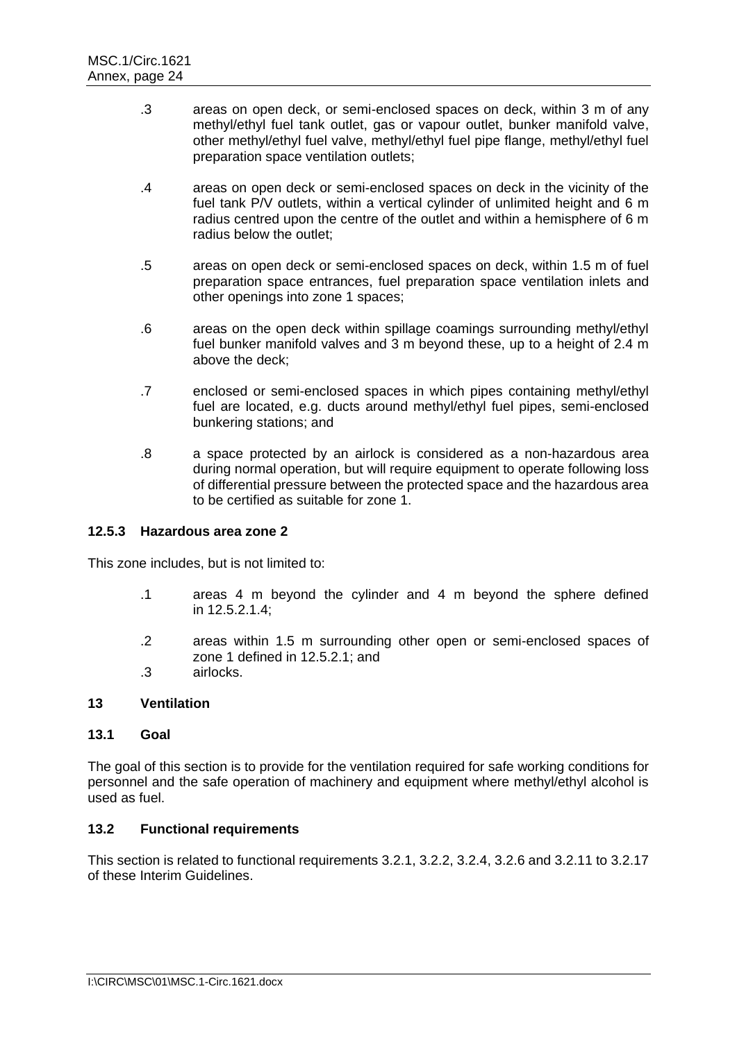.3 areas on open deck, or semi-enclosed spaces on deck, within 3 m of any methyl/ethyl fuel tank outlet, gas or vapour outlet, bunker manifold valve, other methyl/ethyl fuel valve, methyl/ethyl fuel pipe flange, methyl/ethyl fuel preparation space ventilation outlets;

.4 areas on open deck or semi-enclosed spaces on deck in the vicinity of the fuel tank P/V outlets, within a vertical cylinder of unlimited height and 6 m radius centred upon the centre of the outlet and within a hemisphere of 6 m radius below the outlet;

.5 areas on open deck or semi-enclosed spaces on deck, within 1.5 m of fuel preparation space entrances, fuel preparation space ventilation inlets and other openings into zone 1 spaces;

.6 areas on the open deck within spillage coamings surrounding methyl/ethyl fuel bunker manifold valves and 3 m beyond these, up to a height of 2.4 m above the deck;

.7 enclosed or semi-enclosed spaces in which pipes containing methyl/ethyl fuel are located, e.g. ducts around methyl/ethyl fuel pipes, semi-enclosed bunkering stations; and

.8 a space protected by an airlock is considered as a non-hazardous area during normal operation, but will require equipment to operate following loss of differential pressure between the protected space and the hazardous area to be certified as suitable for zone 1.

**12.5.3 Hazardous area zone 2**

This zone includes, but is not limited to:

.1 areas 4 m beyond the cylinder and 4 m beyond the sphere defined in 12.5.2.1.4;

.2 areas within 1.5 m surrounding other open or semi-enclosed spaces of zone 1 defined in 12.5.2.1; and

.3 airlocks.

## 13 Ventilation

### 13.1 Goal

The goal of this section is to provide for the ventilation required for safe working conditions for personnel and the safe operation of machinery and equipment where methyl/ethyl alcohol is used as fuel.

### 13.2 Functional requirements

This section is related to functional requirements 3.2.1, 3.2.2, 3.2.4, 3.2.6 and 3.2.11 to 3.2.17 of these Interim Guidelines.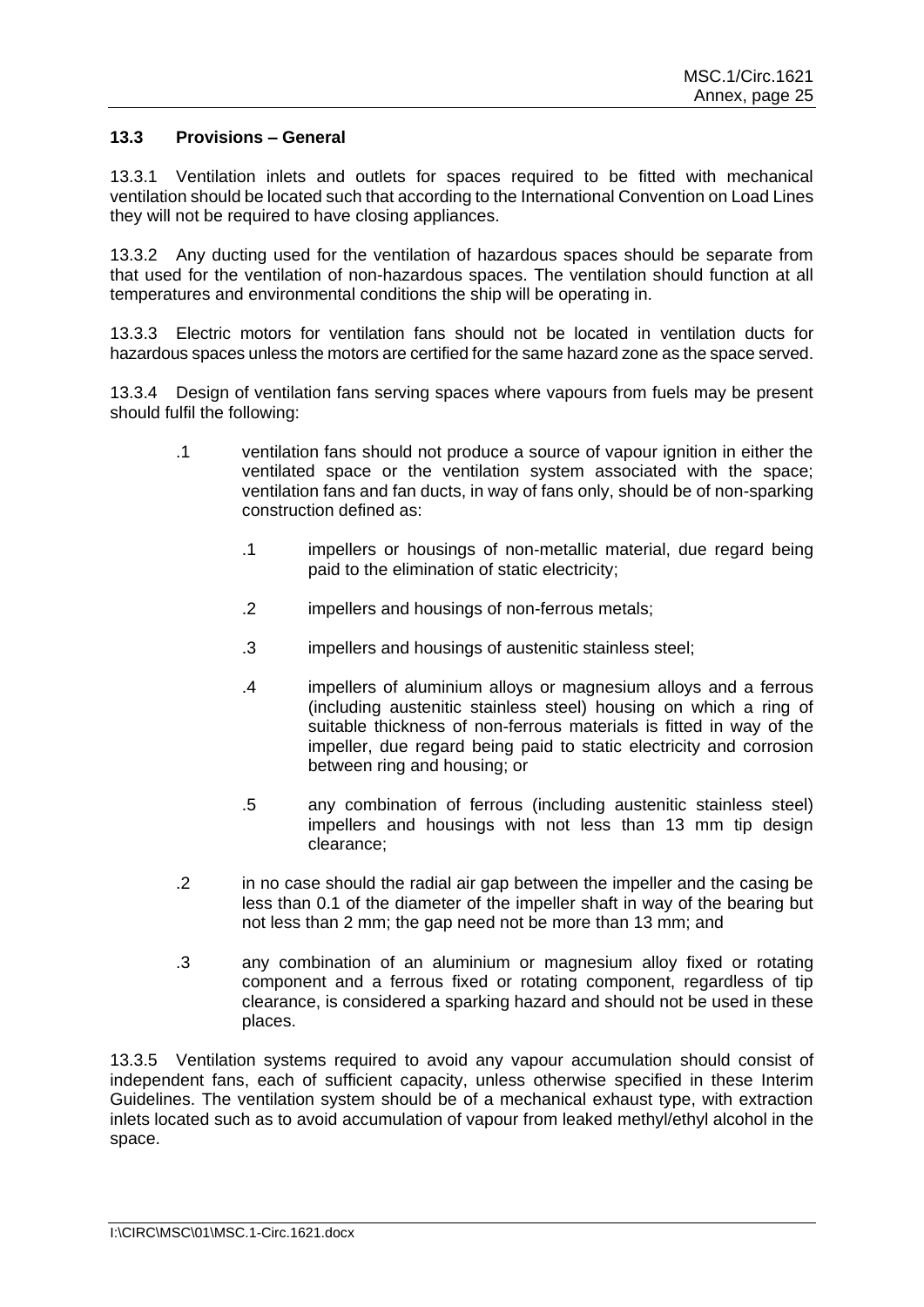### 13.3 Provisions – General

13.3.1 Ventilation inlets and outlets for spaces required to be fitted with mechanical ventilation should be located such that according to the International Convention on Load Lines they will not be required to have closing appliances.

13.3.2 Any ducting used for the ventilation of hazardous spaces should be separate from that used for the ventilation of non-hazardous spaces. The ventilation should function at all temperatures and environmental conditions the ship will be operating in.

13.3.3 Electric motors for ventilation fans should not be located in ventilation ducts for hazardous spaces unless the motors are certified for the same hazard zone as the space served.

13.3.4 Design of ventilation fans serving spaces where vapours from fuels may be present should fulfil the following:

- .1 ventilation fans should not produce a source of vapour ignition in either the ventilated space or the ventilation system associated with the space; ventilation fans and fan ducts, in way of fans only, should be of non-sparking construction defined as:
  - .1 impellers or housings of non-metallic material, due regard being paid to the elimination of static electricity;
  - .2 impellers and housings of non-ferrous metals;
  - .3 impellers and housings of austenitic stainless steel;
  - .4 impellers of aluminium alloys or magnesium alloys and a ferrous (including austenitic stainless steel) housing on which a ring of suitable thickness of non-ferrous materials is fitted in way of the impeller, due regard being paid to static electricity and corrosion between ring and housing; or
  - .5 any combination of ferrous (including austenitic stainless steel) impellers and housings with not less than 13 mm tip design clearance;
- .2 in no case should the radial air gap between the impeller and the casing be less than 0.1 of the diameter of the impeller shaft in way of the bearing but not less than 2 mm; the gap need not be more than 13 mm; and
- .3 any combination of an aluminium or magnesium alloy fixed or rotating component and a ferrous fixed or rotating component, regardless of tip clearance, is considered a sparking hazard and should not be used in these places.

13.3.5 Ventilation systems required to avoid any vapour accumulation should consist of independent fans, each of sufficient capacity, unless otherwise specified in these Interim Guidelines. The ventilation system should be of a mechanical exhaust type, with extraction inlets located such as to avoid accumulation of vapour from leaked methyl/ethyl alcohol in the space.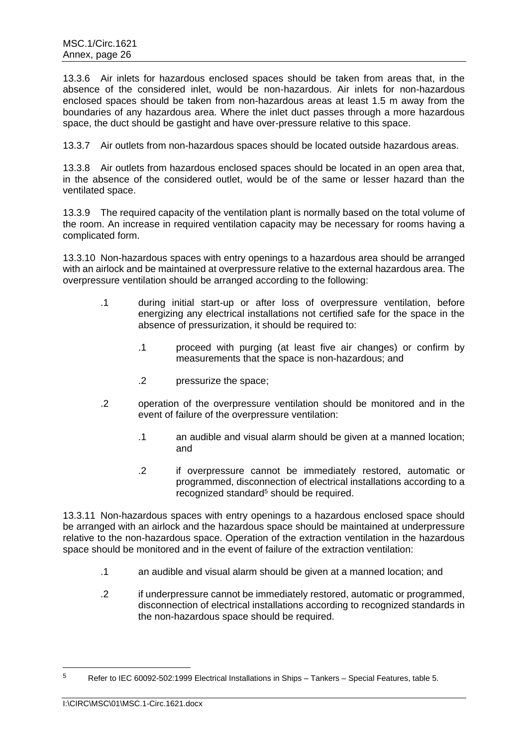13.3.6 Air inlets for hazardous enclosed spaces should be taken from areas that, in the absence of the considered inlet, would be non-hazardous. Air inlets for non-hazardous enclosed spaces should be taken from non-hazardous areas at least 1.5 m away from the boundaries of any hazardous area. Where the inlet duct passes through a more hazardous space, the duct should be gastight and have over-pressure relative to this space.

13.3.7 Air outlets from non-hazardous spaces should be located outside hazardous areas.

13.3.8 Air outlets from hazardous enclosed spaces should be located in an open area that, in the absence of the considered outlet, would be of the same or lesser hazard than the ventilated space.

13.3.9 The required capacity of the ventilation plant is normally based on the total volume of the room. An increase in required ventilation capacity may be necessary for rooms having a complicated form.

13.3.10 Non-hazardous spaces with entry openings to a hazardous area should be arranged with an airlock and be maintained at overpressure relative to the external hazardous area. The overpressure ventilation should be arranged according to the following:

- .1 during initial start-up or after loss of overpressure ventilation, before energizing any electrical installations not certified safe for the space in the absence of pressurization, it should be required to:
  - .1 proceed with purging (at least five air changes) or confirm by measurements that the space is non-hazardous; and
  - .2 pressurize the space;
- .2 operation of the overpressure ventilation should be monitored and in the event of failure of the overpressure ventilation:
  - .1 an audible and visual alarm should be given at a manned location; and
  - .2 if overpressure cannot be immediately restored, automatic or programmed, disconnection of electrical installations according to a recognized standard[5] should be required.

13.3.11 Non-hazardous spaces with entry openings to a hazardous enclosed space should be arranged with an airlock and the hazardous space should be maintained at underpressure relative to the non-hazardous space. Operation of the extraction ventilation in the hazardous space should be monitored and in the event of failure of the extraction ventilation:

- .1 an audible and visual alarm should be given at a manned location; and
- .2 if underpressure cannot be immediately restored, automatic or programmed, disconnection of electrical installations according to recognized standards in the non-hazardous space should be required.

---

[5] Refer to IEC 60092-502:1999 Electrical Installations in Ships – Tankers – Special Features, table 5.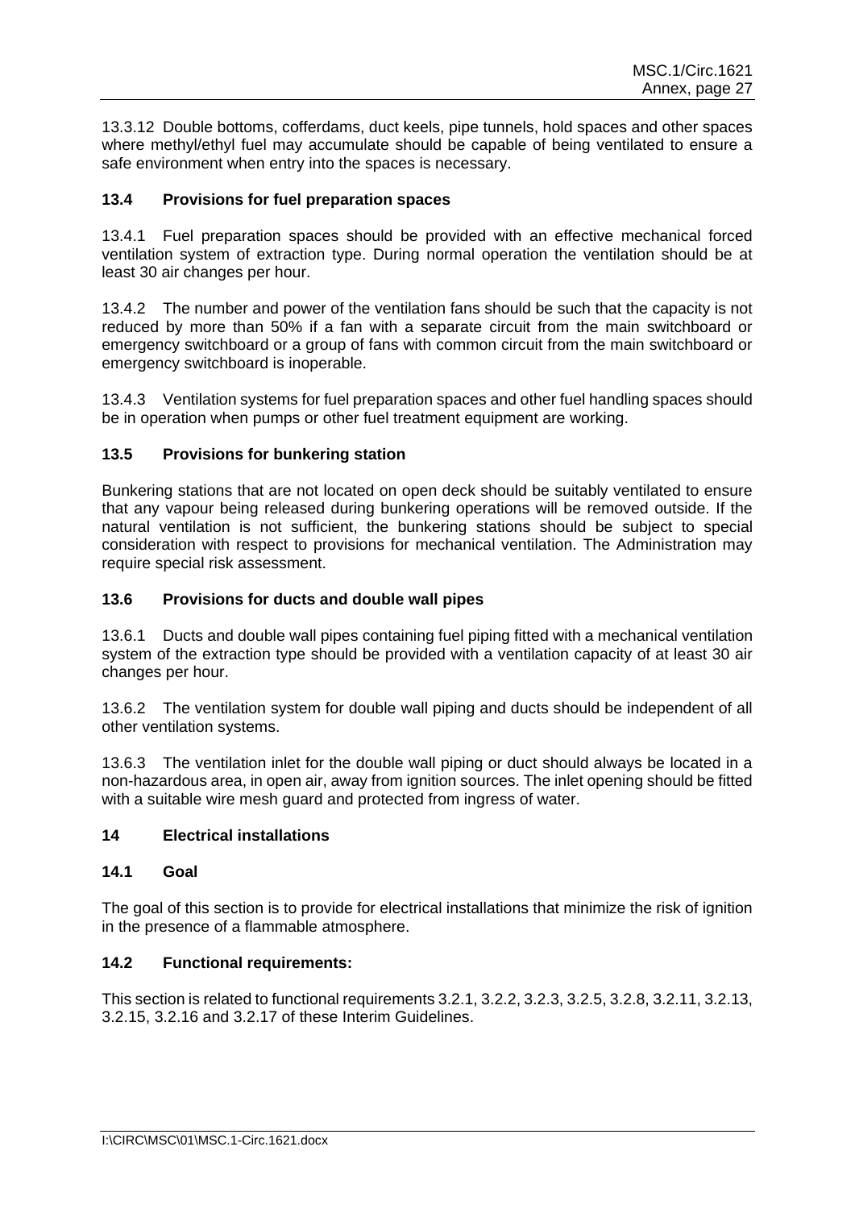13.3.12 Double bottoms, cofferdams, duct keels, pipe tunnels, hold spaces and other spaces where methyl/ethyl fuel may accumulate should be capable of being ventilated to ensure a safe environment when entry into the spaces is necessary.

### 13.4 Provisions for fuel preparation spaces

13.4.1 Fuel preparation spaces should be provided with an effective mechanical forced ventilation system of extraction type. During normal operation the ventilation should be at least 30 air changes per hour.

13.4.2 The number and power of the ventilation fans should be such that the capacity is not reduced by more than 50% if a fan with a separate circuit from the main switchboard or emergency switchboard or a group of fans with common circuit from the main switchboard or emergency switchboard is inoperable.

13.4.3 Ventilation systems for fuel preparation spaces and other fuel handling spaces should be in operation when pumps or other fuel treatment equipment are working.

### 13.5 Provisions for bunkering station

Bunkering stations that are not located on open deck should be suitably ventilated to ensure that any vapour being released during bunkering operations will be removed outside. If the natural ventilation is not sufficient, the bunkering stations should be subject to special consideration with respect to provisions for mechanical ventilation. The Administration may require special risk assessment.

### 13.6 Provisions for ducts and double wall pipes

13.6.1 Ducts and double wall pipes containing fuel piping fitted with a mechanical ventilation system of the extraction type should be provided with a ventilation capacity of at least 30 air changes per hour.

13.6.2 The ventilation system for double wall piping and ducts should be independent of all other ventilation systems.

13.6.3 The ventilation inlet for the double wall piping or duct should always be located in a non-hazardous area, in open air, away from ignition sources. The inlet opening should be fitted with a suitable wire mesh guard and protected from ingress of water.

## 14 Electrical installations

### 14.1 Goal

The goal of this section is to provide for electrical installations that minimize the risk of ignition in the presence of a flammable atmosphere.

### 14.2 Functional requirements:

This section is related to functional requirements 3.2.1, 3.2.2, 3.2.3, 3.2.5, 3.2.8, 3.2.11, 3.2.13, 3.2.15, 3.2.16 and 3.2.17 of these Interim Guidelines.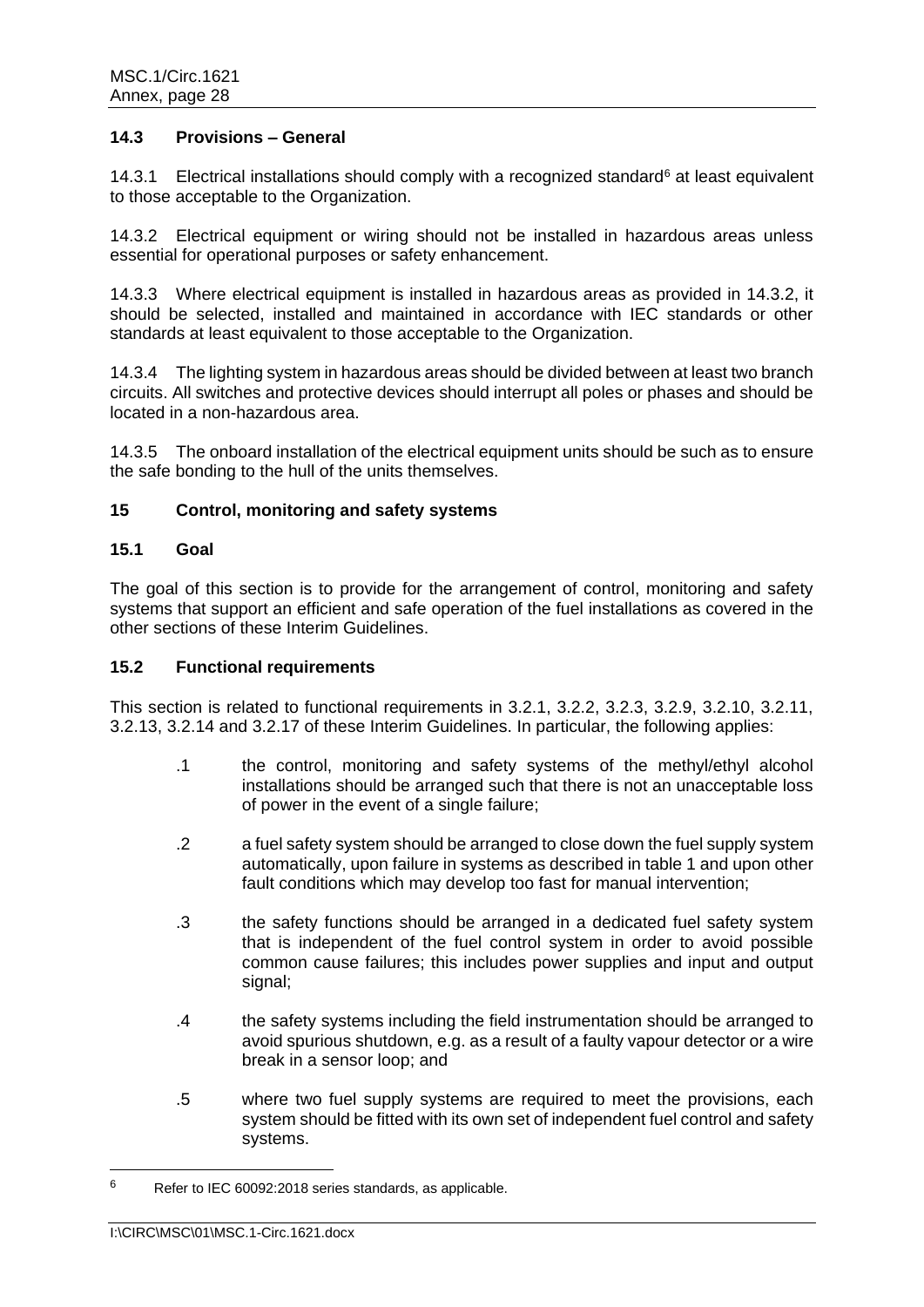### 14.3 Provisions – General

14.3.1 Electrical installations should comply with a recognized standard[6] at least equivalent to those acceptable to the Organization.

14.3.2 Electrical equipment or wiring should not be installed in hazardous areas unless essential for operational purposes or safety enhancement.

14.3.3 Where electrical equipment is installed in hazardous areas as provided in 14.3.2, it should be selected, installed and maintained in accordance with IEC standards or other standards at least equivalent to those acceptable to the Organization.

14.3.4 The lighting system in hazardous areas should be divided between at least two branch circuits. All switches and protective devices should interrupt all poles or phases and should be located in a non-hazardous area.

14.3.5 The onboard installation of the electrical equipment units should be such as to ensure the safe bonding to the hull of the units themselves.

## 15 Control, monitoring and safety systems

### 15.1 Goal

The goal of this section is to provide for the arrangement of control, monitoring and safety systems that support an efficient and safe operation of the fuel installations as covered in the other sections of these Interim Guidelines.

### 15.2 Functional requirements

This section is related to functional requirements in 3.2.1, 3.2.2, 3.2.3, 3.2.9, 3.2.10, 3.2.11, 3.2.13, 3.2.14 and 3.2.17 of these Interim Guidelines. In particular, the following applies:

.1 the control, monitoring and safety systems of the methyl/ethyl alcohol installations should be arranged such that there is not an unacceptable loss of power in the event of a single failure;

.2 a fuel safety system should be arranged to close down the fuel supply system automatically, upon failure in systems as described in table 1 and upon other fault conditions which may develop too fast for manual intervention;

.3 the safety functions should be arranged in a dedicated fuel safety system that is independent of the fuel control system in order to avoid possible common cause failures; this includes power supplies and input and output signal;

.4 the safety systems including the field instrumentation should be arranged to avoid spurious shutdown, e.g. as a result of a faulty vapour detector or a wire break in a sensor loop; and

.5 where two fuel supply systems are required to meet the provisions, each system should be fitted with its own set of independent fuel control and safety systems.

---

[6] Refer to IEC 60092:2018 series standards, as applicable.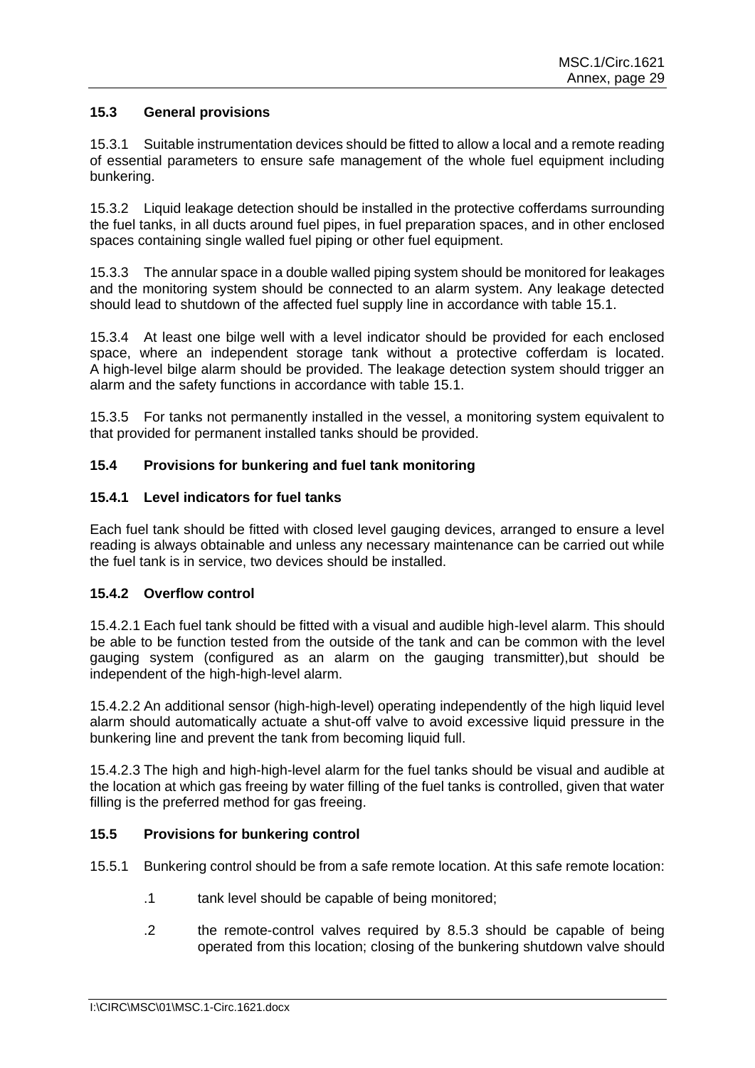### 15.3 General provisions

15.3.1 Suitable instrumentation devices should be fitted to allow a local and a remote reading of essential parameters to ensure safe management of the whole fuel equipment including bunkering.

15.3.2 Liquid leakage detection should be installed in the protective cofferdams surrounding the fuel tanks, in all ducts around fuel pipes, in fuel preparation spaces, and in other enclosed spaces containing single walled fuel piping or other fuel equipment.

15.3.3 The annular space in a double walled piping system should be monitored for leakages and the monitoring system should be connected to an alarm system. Any leakage detected should lead to shutdown of the affected fuel supply line in accordance with table 15.1.

15.3.4 At least one bilge well with a level indicator should be provided for each enclosed space, where an independent storage tank without a protective cofferdam is located. A high-level bilge alarm should be provided. The leakage detection system should trigger an alarm and the safety functions in accordance with table 15.1.

15.3.5 For tanks not permanently installed in the vessel, a monitoring system equivalent to that provided for permanent installed tanks should be provided.

### 15.4 Provisions for bunkering and fuel tank monitoring

#### 15.4.1 Level indicators for fuel tanks

Each fuel tank should be fitted with closed level gauging devices, arranged to ensure a level reading is always obtainable and unless any necessary maintenance can be carried out while the fuel tank is in service, two devices should be installed.

#### 15.4.2 Overflow control

15.4.2.1 Each fuel tank should be fitted with a visual and audible high-level alarm. This should be able to be function tested from the outside of the tank and can be common with the level gauging system (configured as an alarm on the gauging transmitter),but should be independent of the high-high-level alarm.

15.4.2.2 An additional sensor (high-high-level) operating independently of the high liquid level alarm should automatically actuate a shut-off valve to avoid excessive liquid pressure in the bunkering line and prevent the tank from becoming liquid full.

15.4.2.3 The high and high-high-level alarm for the fuel tanks should be visual and audible at the location at which gas freeing by water filling of the fuel tanks is controlled, given that water filling is the preferred method for gas freeing.

### 15.5 Provisions for bunkering control

15.5.1 Bunkering control should be from a safe remote location. At this safe remote location:

.1 tank level should be capable of being monitored;

.2 the remote-control valves required by 8.5.3 should be capable of being operated from this location; closing of the bunkering shutdown valve should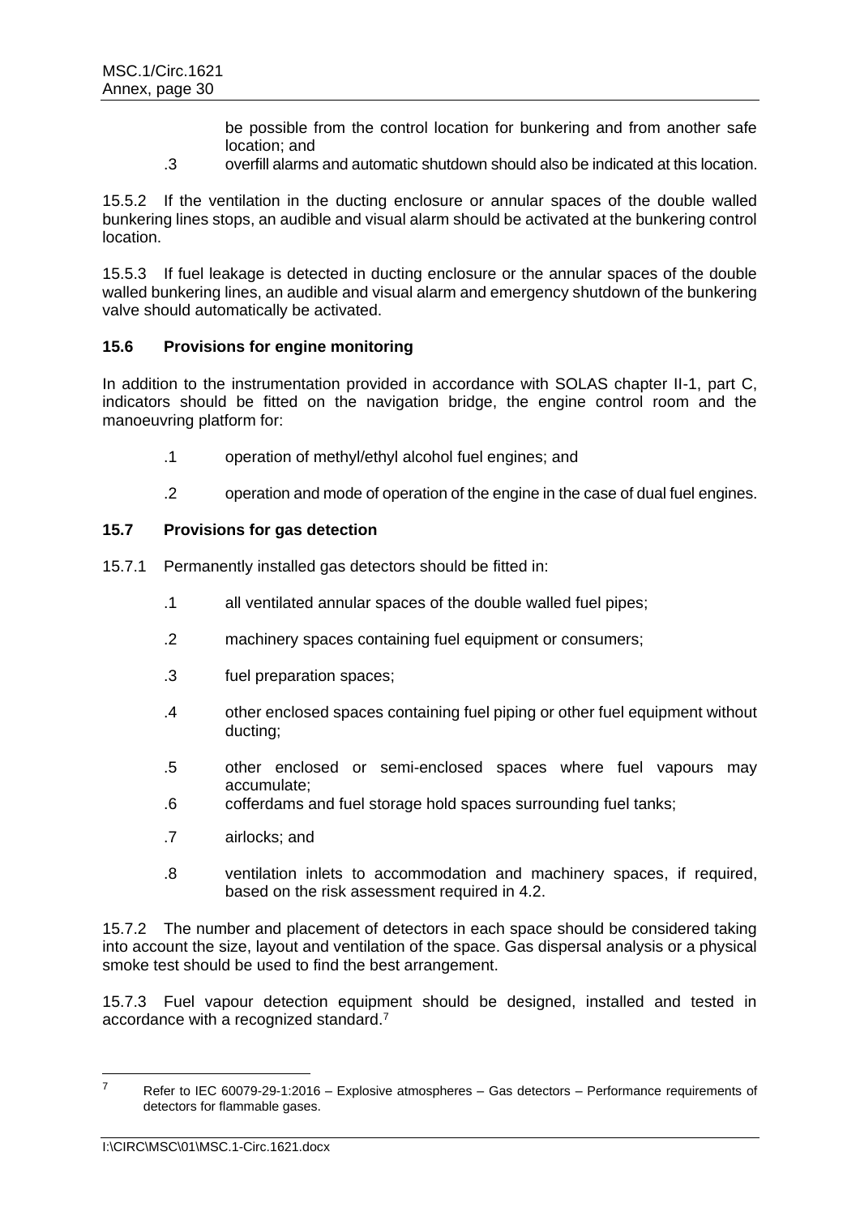be possible from the control location for bunkering and from another safe location; and

.3 overfill alarms and automatic shutdown should also be indicated at this location.

15.5.2 If the ventilation in the ducting enclosure or annular spaces of the double walled bunkering lines stops, an audible and visual alarm should be activated at the bunkering control location.

15.5.3 If fuel leakage is detected in ducting enclosure or the annular spaces of the double walled bunkering lines, an audible and visual alarm and emergency shutdown of the bunkering valve should automatically be activated.

### 15.6 Provisions for engine monitoring

In addition to the instrumentation provided in accordance with SOLAS chapter II-1, part C, indicators should be fitted on the navigation bridge, the engine control room and the manoeuvring platform for:

.1 operation of methyl/ethyl alcohol fuel engines; and

.2 operation and mode of operation of the engine in the case of dual fuel engines.

### 15.7 Provisions for gas detection

15.7.1 Permanently installed gas detectors should be fitted in:

.1 all ventilated annular spaces of the double walled fuel pipes;

.2 machinery spaces containing fuel equipment or consumers;

.3 fuel preparation spaces;

.4 other enclosed spaces containing fuel piping or other fuel equipment without ducting;

.5 other enclosed or semi-enclosed spaces where fuel vapours may accumulate;

.6 cofferdams and fuel storage hold spaces surrounding fuel tanks;

.7 airlocks; and

.8 ventilation inlets to accommodation and machinery spaces, if required, based on the risk assessment required in 4.2.

15.7.2 The number and placement of detectors in each space should be considered taking into account the size, layout and ventilation of the space. Gas dispersal analysis or a physical smoke test should be used to find the best arrangement.

15.7.3 Fuel vapour detection equipment should be designed, installed and tested in accordance with a recognized standard.[7]

---

[7] Refer to IEC 60079-29-1:2016 – Explosive atmospheres – Gas detectors – Performance requirements of detectors for flammable gases.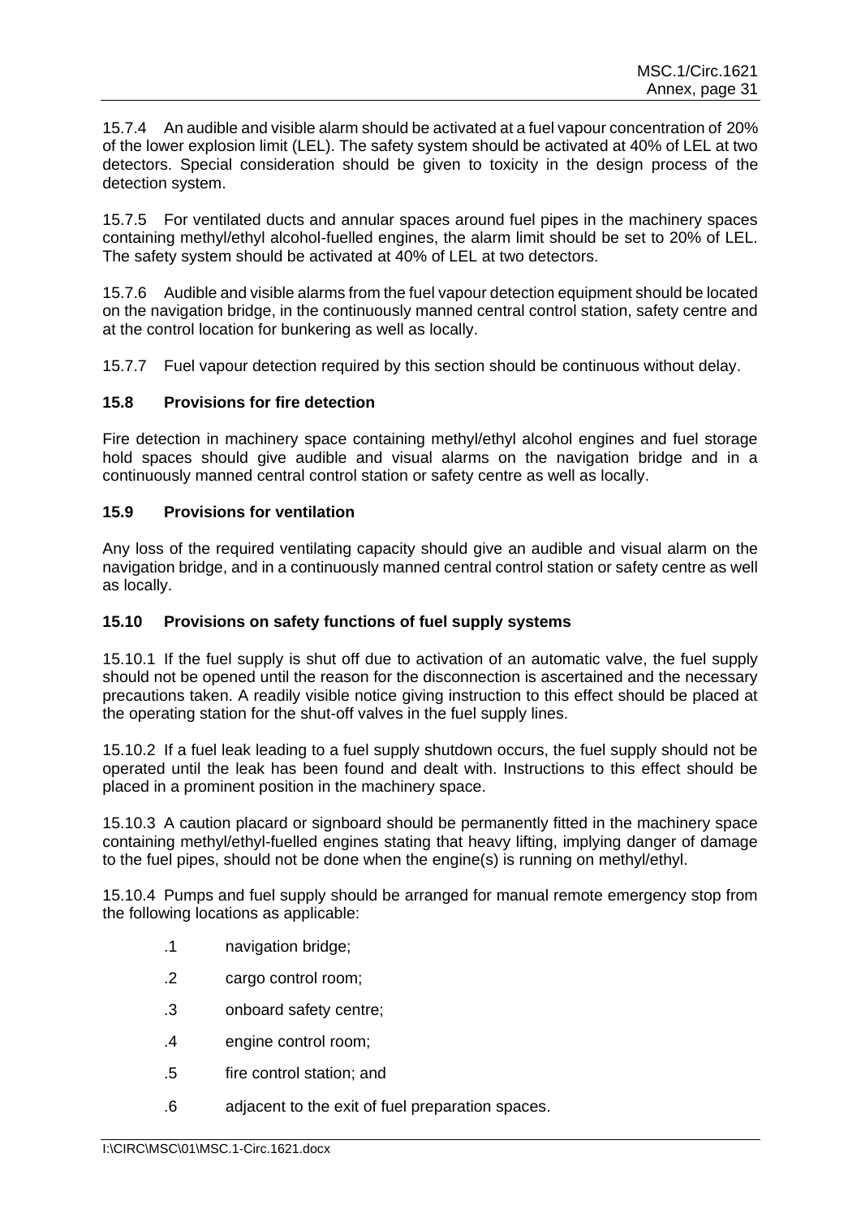15.7.4 An audible and visible alarm should be activated at a fuel vapour concentration of 20% of the lower explosion limit (LEL). The safety system should be activated at 40% of LEL at two detectors. Special consideration should be given to toxicity in the design process of the detection system.

15.7.5 For ventilated ducts and annular spaces around fuel pipes in the machinery spaces containing methyl/ethyl alcohol-fuelled engines, the alarm limit should be set to 20% of LEL. The safety system should be activated at 40% of LEL at two detectors.

15.7.6 Audible and visible alarms from the fuel vapour detection equipment should be located on the navigation bridge, in the continuously manned central control station, safety centre and at the control location for bunkering as well as locally.

15.7.7 Fuel vapour detection required by this section should be continuous without delay.

### 15.8 Provisions for fire detection

Fire detection in machinery space containing methyl/ethyl alcohol engines and fuel storage hold spaces should give audible and visual alarms on the navigation bridge and in a continuously manned central control station or safety centre as well as locally.

### 15.9 Provisions for ventilation

Any loss of the required ventilating capacity should give an audible and visual alarm on the navigation bridge, and in a continuously manned central control station or safety centre as well as locally.

### 15.10 Provisions on safety functions of fuel supply systems

15.10.1 If the fuel supply is shut off due to activation of an automatic valve, the fuel supply should not be opened until the reason for the disconnection is ascertained and the necessary precautions taken. A readily visible notice giving instruction to this effect should be placed at the operating station for the shut-off valves in the fuel supply lines.

15.10.2 If a fuel leak leading to a fuel supply shutdown occurs, the fuel supply should not be operated until the leak has been found and dealt with. Instructions to this effect should be placed in a prominent position in the machinery space.

15.10.3 A caution placard or signboard should be permanently fitted in the machinery space containing methyl/ethyl-fuelled engines stating that heavy lifting, implying danger of damage to the fuel pipes, should not be done when the engine(s) is running on methyl/ethyl.

15.10.4 Pumps and fuel supply should be arranged for manual remote emergency stop from the following locations as applicable:

- .1 navigation bridge;
- .2 cargo control room;
- .3 onboard safety centre;
- .4 engine control room;
- .5 fire control station; and
- .6 adjacent to the exit of fuel preparation spaces.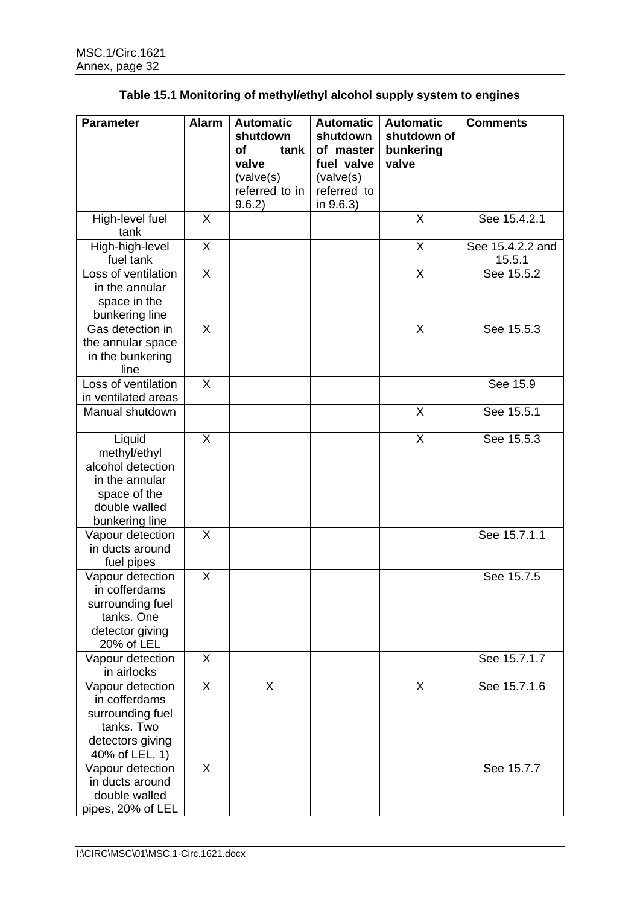**Table 15.1 Monitoring of methyl/ethyl alcohol supply system to engines**

| Parameter | Alarm | Automatic shutdown of tank valve (valve(s) referred to in 9.6.2) | Automatic shutdown of master fuel valve (valve(s) referred to in 9.6.3) | Automatic shutdown of bunkering valve | Comments |
|---|---|---|---|---|---|
| High-level fuel tank | X | | | X | See 15.4.2.1 |
| High-high-level fuel tank | X | | | X | See 15.4.2.2 and 15.5.1 |
| Loss of ventilation in the annular space in the bunkering line | X | | | X | See 15.5.2 |
| Gas detection in the annular space in the bunkering line | X | | | X | See 15.5.3 |
| Loss of ventilation in ventilated areas | X | | | | See 15.9 |
| Manual shutdown | | | | X | See 15.5.1 |
| Liquid methyl/ethyl alcohol detection in the annular space of the double walled bunkering line | X | | | X | See 15.5.3 |
| Vapour detection in ducts around fuel pipes | X | | | | See 15.7.1.1 |
| Vapour detection in cofferdams surrounding fuel tanks. One detector giving 20% of LEL | X | | | | See 15.7.5 |
| Vapour detection in airlocks | X | | | | See 15.7.1.7 |
| Vapour detection in cofferdams surrounding fuel tanks. Two detectors giving 40% of LEL, 1) | X | X | | X | See 15.7.1.6 |
| Vapour detection in ducts around double walled pipes, 20% of LEL | X | | | | See 15.7.7 |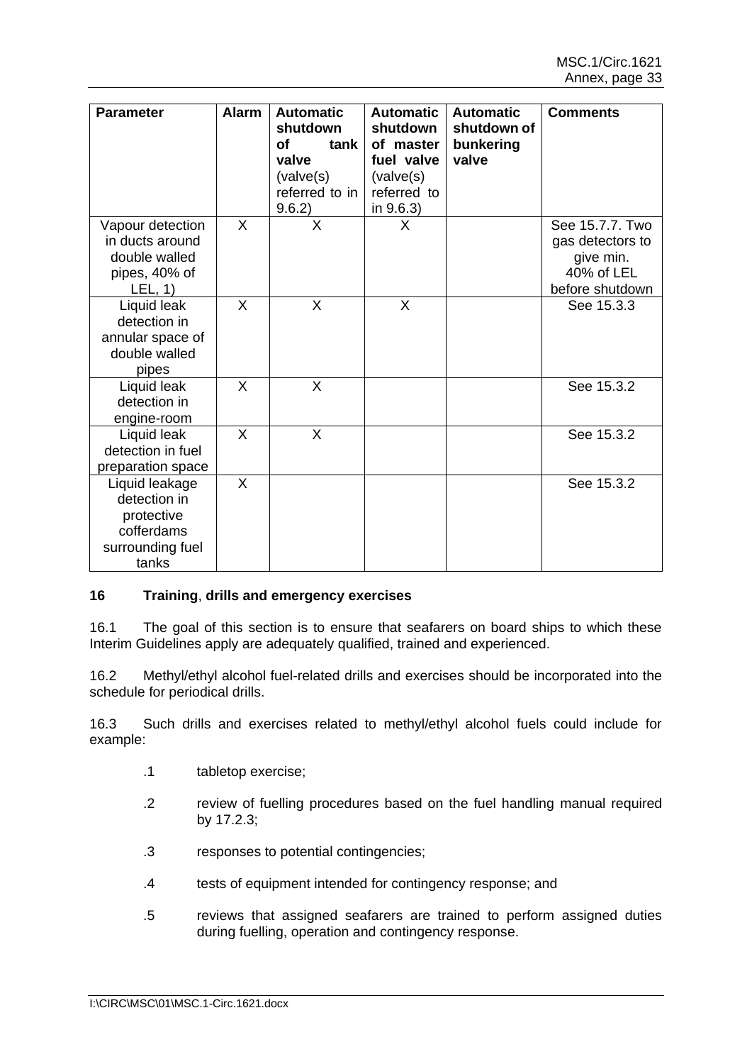| Parameter | Alarm | Automatic shutdown of tank valve (valve(s) referred to in 9.6.2) | Automatic shutdown of master fuel valve (valve(s) referred to in 9.6.3) | Automatic shutdown of bunkering valve | Comments |
|---|---|---|---|---|---|
| Vapour detection in ducts around double walled pipes, 40% of LEL, 1) | X | X | X | | See 15.7.7. Two gas detectors to give min. 40% of LEL before shutdown |
| Liquid leak detection in annular space of double walled pipes | X | X | X | | See 15.3.3 |
| Liquid leak detection in engine-room | X | X | | | See 15.3.2 |
| Liquid leak detection in fuel preparation space | X | X | | | See 15.3.2 |
| Liquid leakage detection in protective cofferdams surrounding fuel tanks | X | | | | See 15.3.2 |

## 16 Training, drills and emergency exercises

16.1 The goal of this section is to ensure that seafarers on board ships to which these Interim Guidelines apply are adequately qualified, trained and experienced.

16.2 Methyl/ethyl alcohol fuel-related drills and exercises should be incorporated into the schedule for periodical drills.

16.3 Such drills and exercises related to methyl/ethyl alcohol fuels could include for example:

- .1 tabletop exercise;
- .2 review of fuelling procedures based on the fuel handling manual required by 17.2.3;
- .3 responses to potential contingencies;
- .4 tests of equipment intended for contingency response; and
- .5 reviews that assigned seafarers are trained to perform assigned duties during fuelling, operation and contingency response.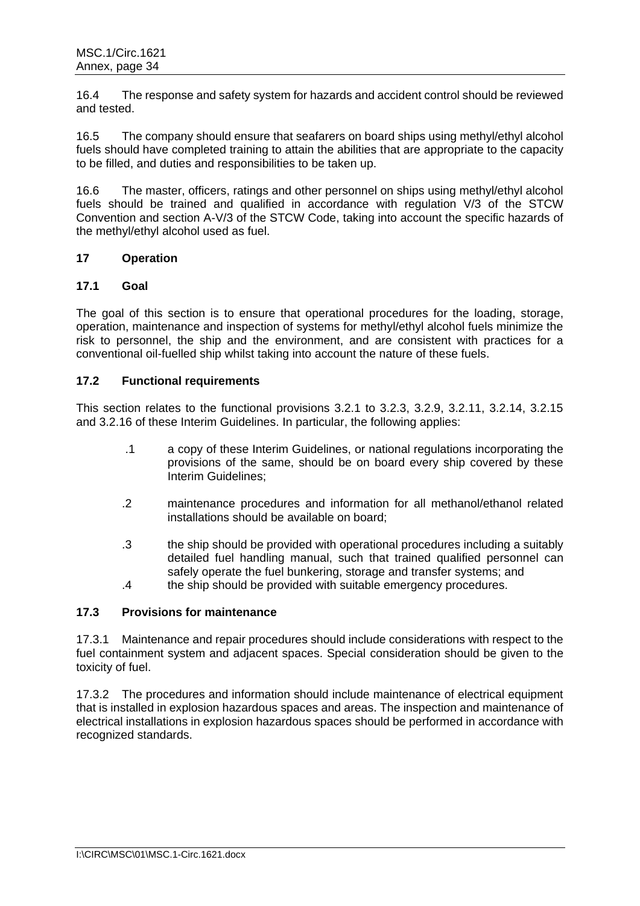16.4 The response and safety system for hazards and accident control should be reviewed and tested.

16.5 The company should ensure that seafarers on board ships using methyl/ethyl alcohol fuels should have completed training to attain the abilities that are appropriate to the capacity to be filled, and duties and responsibilities to be taken up.

16.6 The master, officers, ratings and other personnel on ships using methyl/ethyl alcohol fuels should be trained and qualified in accordance with regulation V/3 of the STCW Convention and section A-V/3 of the STCW Code, taking into account the specific hazards of the methyl/ethyl alcohol used as fuel.

## 17 Operation

### 17.1 Goal

The goal of this section is to ensure that operational procedures for the loading, storage, operation, maintenance and inspection of systems for methyl/ethyl alcohol fuels minimize the risk to personnel, the ship and the environment, and are consistent with practices for a conventional oil-fuelled ship whilst taking into account the nature of these fuels.

### 17.2 Functional requirements

This section relates to the functional provisions 3.2.1 to 3.2.3, 3.2.9, 3.2.11, 3.2.14, 3.2.15 and 3.2.16 of these Interim Guidelines. In particular, the following applies:

.1 a copy of these Interim Guidelines, or national regulations incorporating the provisions of the same, should be on board every ship covered by these Interim Guidelines;

.2 maintenance procedures and information for all methanol/ethanol related installations should be available on board;

.3 the ship should be provided with operational procedures including a suitably detailed fuel handling manual, such that trained qualified personnel can safely operate the fuel bunkering, storage and transfer systems; and

.4 the ship should be provided with suitable emergency procedures.

### 17.3 Provisions for maintenance

17.3.1 Maintenance and repair procedures should include considerations with respect to the fuel containment system and adjacent spaces. Special consideration should be given to the toxicity of fuel.

17.3.2 The procedures and information should include maintenance of electrical equipment that is installed in explosion hazardous spaces and areas. The inspection and maintenance of electrical installations in explosion hazardous spaces should be performed in accordance with recognized standards.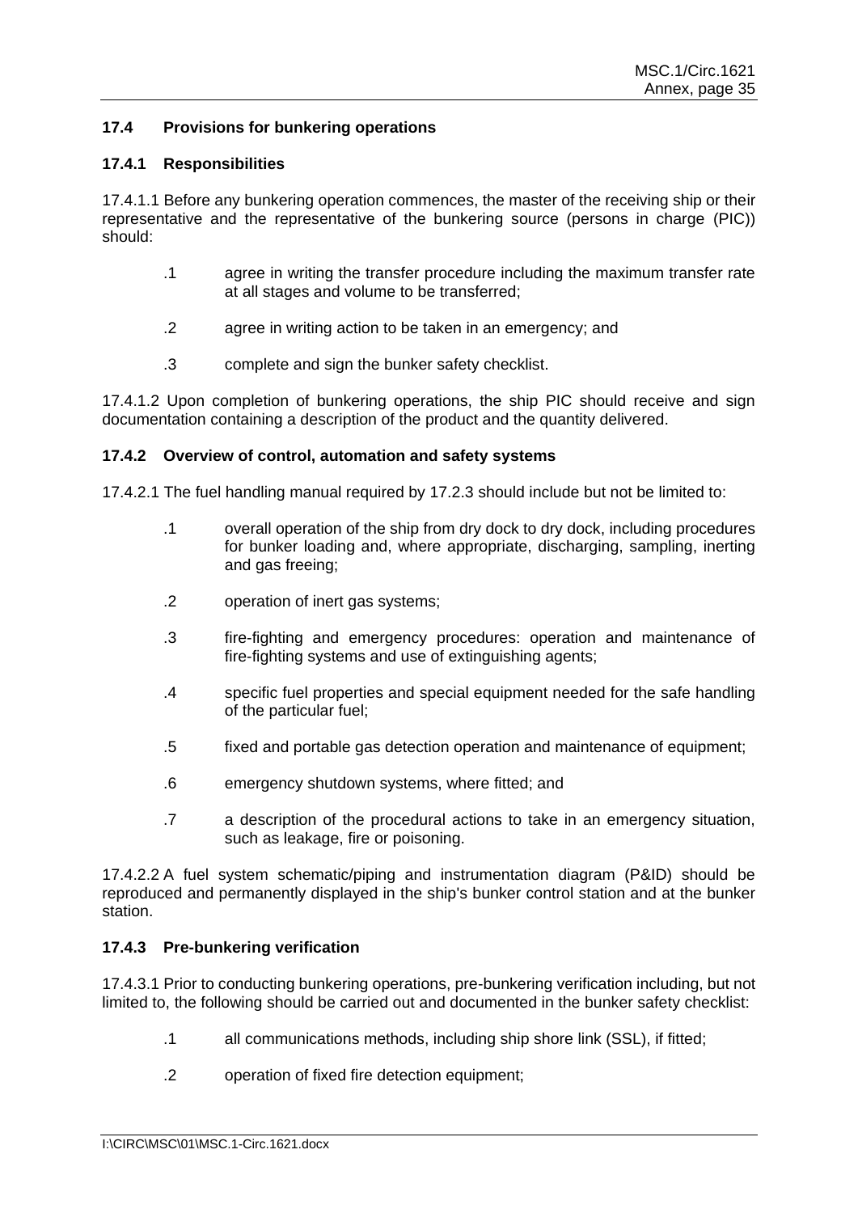### 17.4 Provisions for bunkering operations

#### 17.4.1 Responsibilities

17.4.1.1 Before any bunkering operation commences, the master of the receiving ship or their representative and the representative of the bunkering source (persons in charge (PIC)) should:

.1 agree in writing the transfer procedure including the maximum transfer rate at all stages and volume to be transferred;

.2 agree in writing action to be taken in an emergency; and

.3 complete and sign the bunker safety checklist.

17.4.1.2 Upon completion of bunkering operations, the ship PIC should receive and sign documentation containing a description of the product and the quantity delivered.

#### 17.4.2 Overview of control, automation and safety systems

17.4.2.1 The fuel handling manual required by 17.2.3 should include but not be limited to:

.1 overall operation of the ship from dry dock to dry dock, including procedures for bunker loading and, where appropriate, discharging, sampling, inerting and gas freeing;

.2 operation of inert gas systems;

.3 fire-fighting and emergency procedures: operation and maintenance of fire-fighting systems and use of extinguishing agents;

.4 specific fuel properties and special equipment needed for the safe handling of the particular fuel;

.5 fixed and portable gas detection operation and maintenance of equipment;

.6 emergency shutdown systems, where fitted; and

.7 a description of the procedural actions to take in an emergency situation, such as leakage, fire or poisoning.

17.4.2.2 A fuel system schematic/piping and instrumentation diagram (P&ID) should be reproduced and permanently displayed in the ship's bunker control station and at the bunker station.

#### 17.4.3 Pre-bunkering verification

17.4.3.1 Prior to conducting bunkering operations, pre-bunkering verification including, but not limited to, the following should be carried out and documented in the bunker safety checklist:

.1 all communications methods, including ship shore link (SSL), if fitted;

.2 operation of fixed fire detection equipment;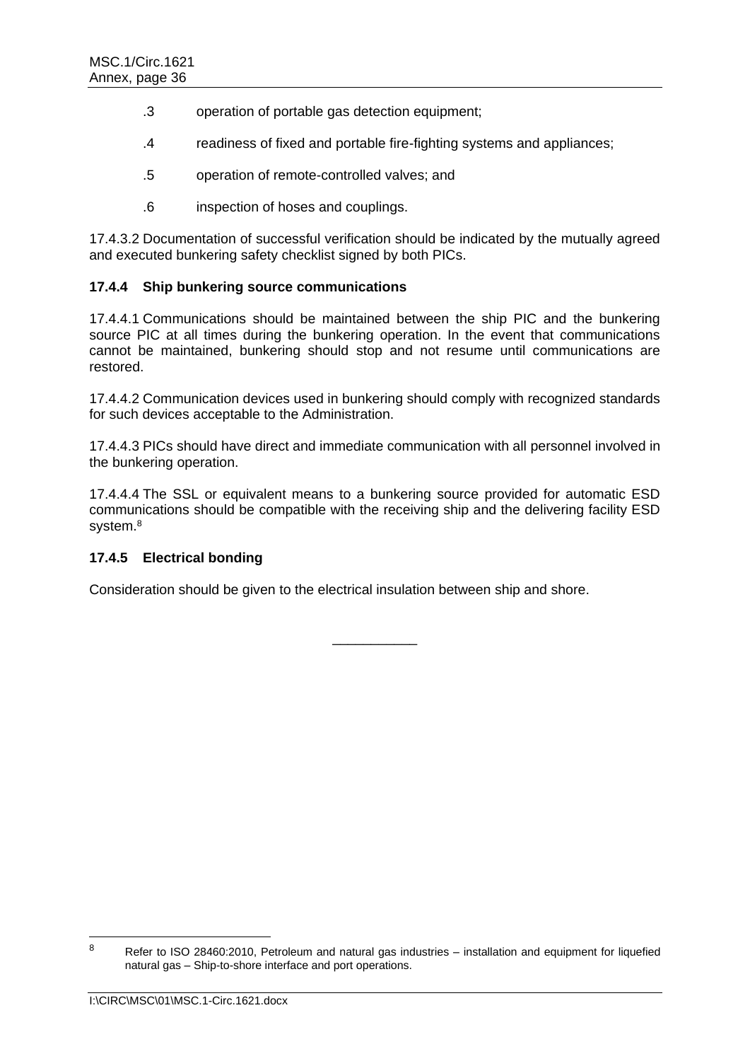.3 operation of portable gas detection equipment;

.4 readiness of fixed and portable fire-fighting systems and appliances;

.5 operation of remote-controlled valves; and

.6 inspection of hoses and couplings.

17.4.3.2 Documentation of successful verification should be indicated by the mutually agreed and executed bunkering safety checklist signed by both PICs.

### 17.4.4 Ship bunkering source communications

17.4.4.1 Communications should be maintained between the ship PIC and the bunkering source PIC at all times during the bunkering operation. In the event that communications cannot be maintained, bunkering should stop and not resume until communications are restored.

17.4.4.2 Communication devices used in bunkering should comply with recognized standards for such devices acceptable to the Administration.

17.4.4.3 PICs should have direct and immediate communication with all personnel involved in the bunkering operation.

17.4.4.4 The SSL or equivalent means to a bunkering source provided for automatic ESD communications should be compatible with the receiving ship and the delivering facility ESD system.[8]

### 17.4.5 Electrical bonding

Consideration should be given to the electrical insulation between ship and shore.

\_\_\_\_\_\_\_\_\_\_\_

[8] Refer to ISO 28460:2010, Petroleum and natural gas industries – installation and equipment for liquefied natural gas – Ship-to-shore interface and port operations.